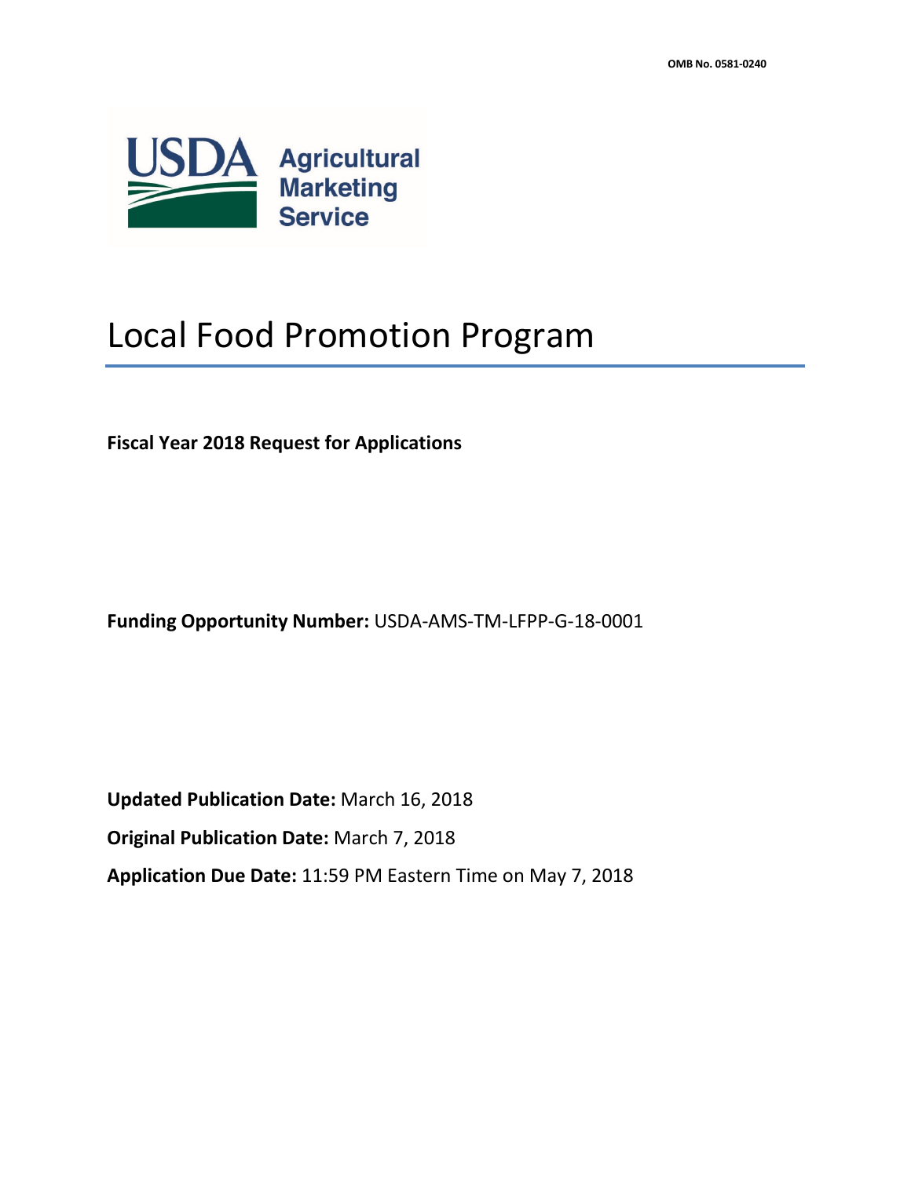OMB No. 0581-0240

USDA Agricultural Marketing Service

# Local Food Promotion Program

**Fiscal Year 2018 Request for Applications**

**Funding Opportunity Number:** USDA-AMS-TM-LFPP-G-18-0001

**Updated Publication Date:** March 16, 2018

**Original Publication Date:** March 7, 2018

**Application Due Date:** 11:59 PM Eastern Time on May 7, 2018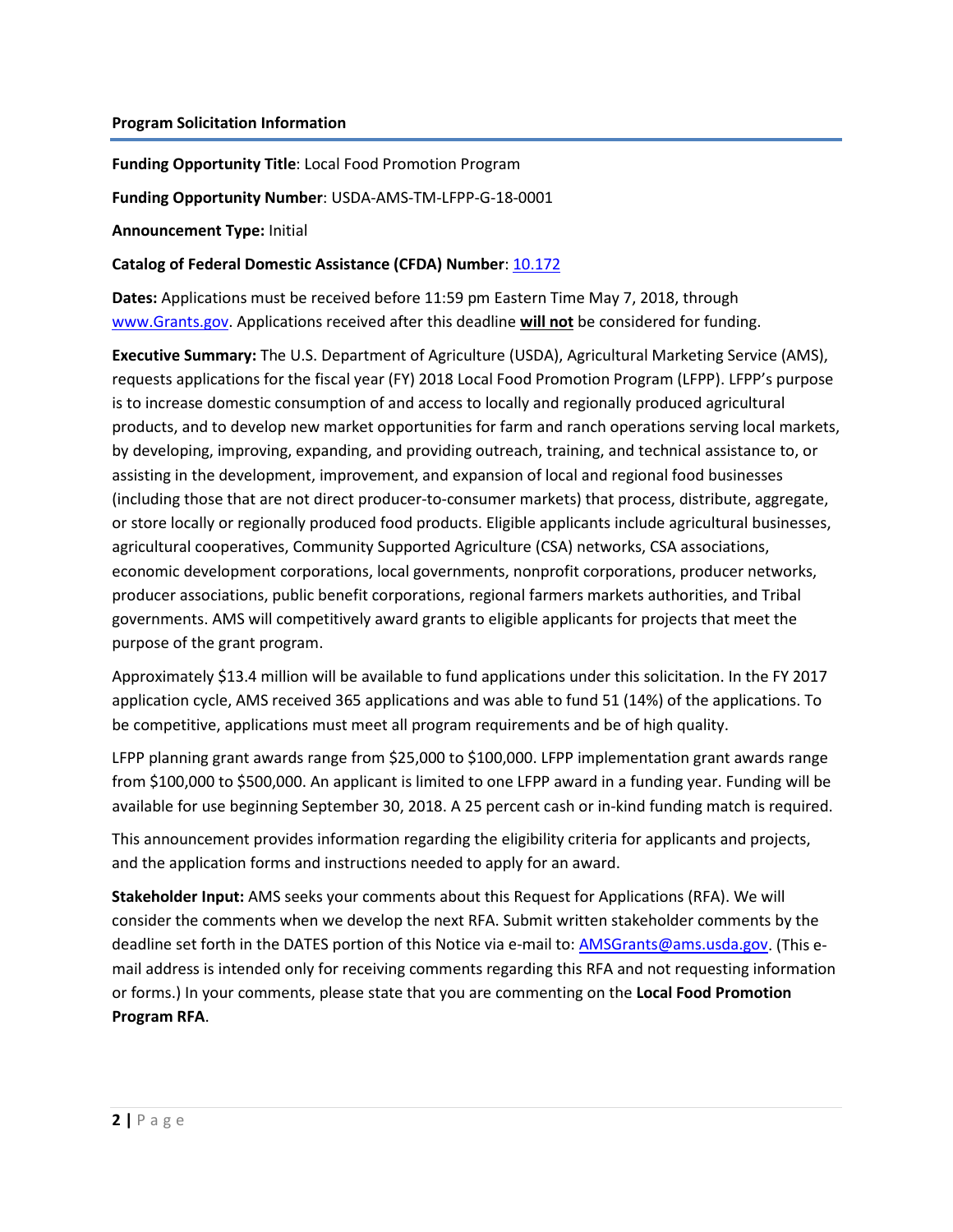**Program Solicitation Information**

**Funding Opportunity Title**: Local Food Promotion Program

**Funding Opportunity Number**: USDA-AMS-TM-LFPP-G-18-0001

**Announcement Type:** Initial

**Catalog of Federal Domestic Assistance (CFDA) Number**: [10.172](10.172)

**Dates:** Applications must be received before 11:59 pm Eastern Time May 7, 2018, through [www.Grants.gov](www.Grants.gov). Applications received after this deadline **will not** be considered for funding.

**Executive Summary:** The U.S. Department of Agriculture (USDA), Agricultural Marketing Service (AMS), requests applications for the fiscal year (FY) 2018 Local Food Promotion Program (LFPP). LFPP's purpose is to increase domestic consumption of and access to locally and regionally produced agricultural products, and to develop new market opportunities for farm and ranch operations serving local markets, by developing, improving, expanding, and providing outreach, training, and technical assistance to, or assisting in the development, improvement, and expansion of local and regional food businesses (including those that are not direct producer-to-consumer markets) that process, distribute, aggregate, or store locally or regionally produced food products. Eligible applicants include agricultural businesses, agricultural cooperatives, Community Supported Agriculture (CSA) networks, CSA associations, economic development corporations, local governments, nonprofit corporations, producer networks, producer associations, public benefit corporations, regional farmers markets authorities, and Tribal governments. AMS will competitively award grants to eligible applicants for projects that meet the purpose of the grant program.

Approximately $13.4 million will be available to fund applications under this solicitation. In the FY 2017 application cycle, AMS received 365 applications and was able to fund 51 (14%) of the applications. To be competitive, applications must meet all program requirements and be of high quality.

LFPP planning grant awards range from $25,000 to $100,000. LFPP implementation grant awards range from $100,000 to $500,000. An applicant is limited to one LFPP award in a funding year. Funding will be available for use beginning September 30, 2018. A 25 percent cash or in-kind funding match is required.

This announcement provides information regarding the eligibility criteria for applicants and projects, and the application forms and instructions needed to apply for an award.

**Stakeholder Input:** AMS seeks your comments about this Request for Applications (RFA). We will consider the comments when we develop the next RFA. Submit written stakeholder comments by the deadline set forth in the DATES portion of this Notice via e-mail to: [AMSGrants@ams.usda.gov](mailto:AMSGrants@ams.usda.gov). (This e-mail address is intended only for receiving comments regarding this RFA and not requesting information or forms.) In your comments, please state that you are commenting on the **Local Food Promotion Program RFA**.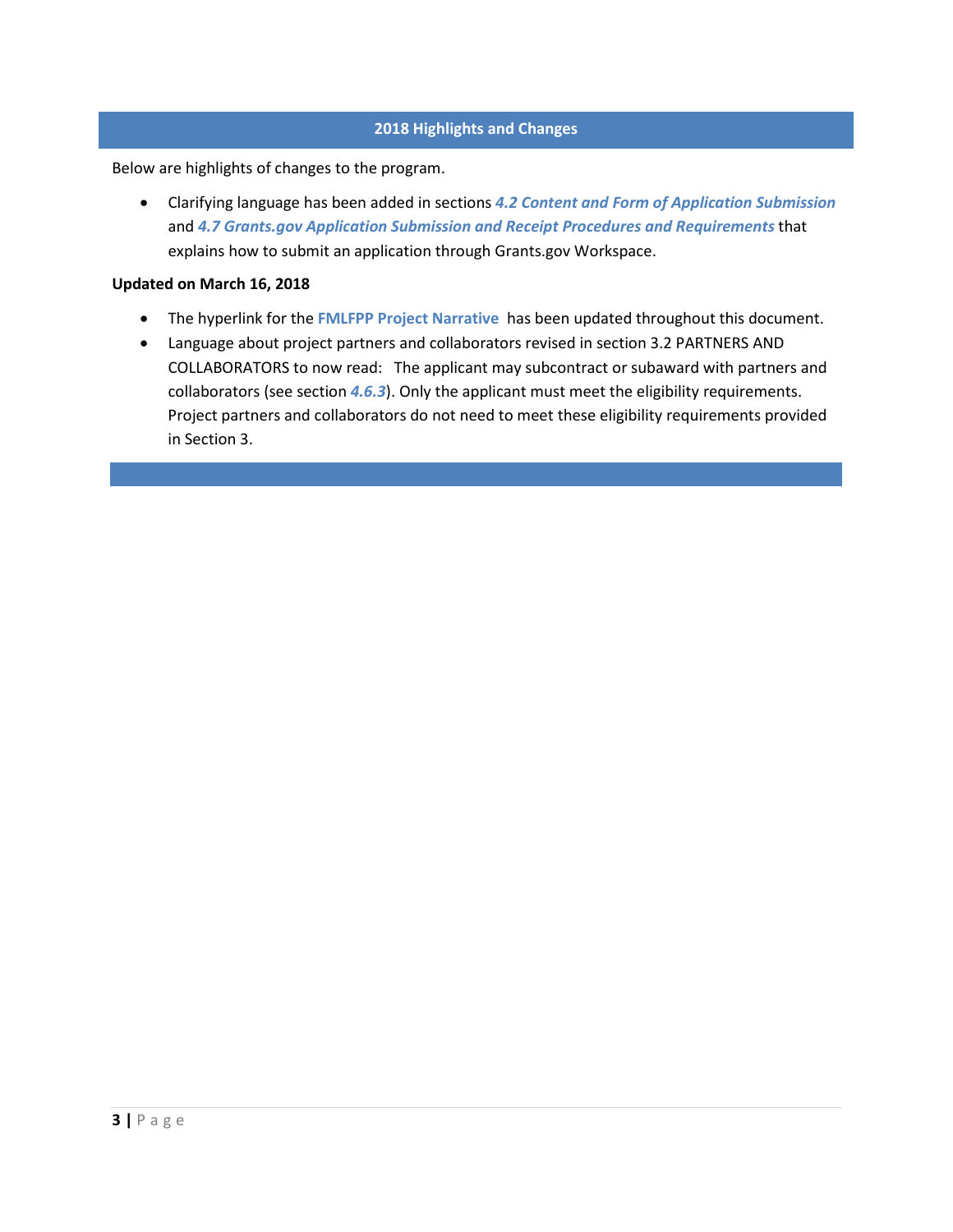## 2018 Highlights and Changes

Below are highlights of changes to the program.

- Clarifying language has been added in sections ***4.2 Content and Form of Application Submission*** and ***4.7 Grants.gov Application Submission and Receipt Procedures and Requirements*** that explains how to submit an application through Grants.gov Workspace.

**Updated on March 16, 2018**

- The hyperlink for the **FMLFPP Project Narrative** has been updated throughout this document.
- Language about project partners and collaborators revised in section 3.2 PARTNERS AND COLLABORATORS to now read: The applicant may subcontract or subaward with partners and collaborators (see section ***4.6.3***). Only the applicant must meet the eligibility requirements. Project partners and collaborators do not need to meet these eligibility requirements provided in Section 3.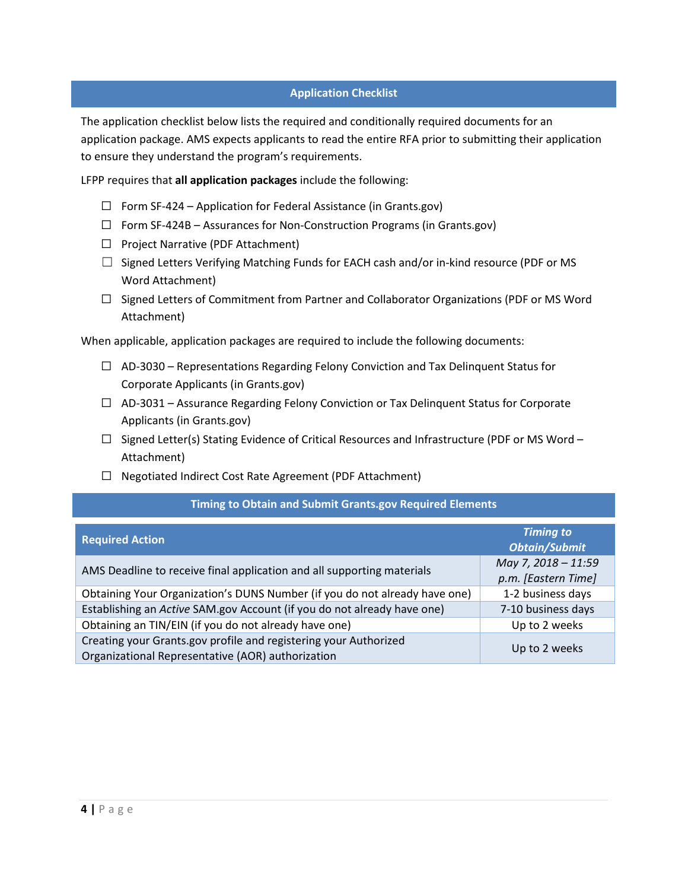## Application Checklist

The application checklist below lists the required and conditionally required documents for an application package. AMS expects applicants to read the entire RFA prior to submitting their application to ensure they understand the program's requirements.

LFPP requires that **all application packages** include the following:

- ☐ Form SF-424 – Application for Federal Assistance (in Grants.gov)
- ☐ Form SF-424B – Assurances for Non-Construction Programs (in Grants.gov)
- ☐ Project Narrative (PDF Attachment)
- ☐ Signed Letters Verifying Matching Funds for EACH cash and/or in-kind resource (PDF or MS Word Attachment)
- ☐ Signed Letters of Commitment from Partner and Collaborator Organizations (PDF or MS Word Attachment)

When applicable, application packages are required to include the following documents:

- ☐ AD-3030 – Representations Regarding Felony Conviction and Tax Delinquent Status for Corporate Applicants (in Grants.gov)
- ☐ AD-3031 – Assurance Regarding Felony Conviction or Tax Delinquent Status for Corporate Applicants (in Grants.gov)
- ☐ Signed Letter(s) Stating Evidence of Critical Resources and Infrastructure (PDF or MS Word – Attachment)
- ☐ Negotiated Indirect Cost Rate Agreement (PDF Attachment)

## Timing to Obtain and Submit Grants.gov Required Elements

| Required Action | *Timing to Obtain/Submit* |
|---|---|
| AMS Deadline to receive final application and all supporting materials | *May 7, 2018 – 11:59 p.m. [Eastern Time]* |
| Obtaining Your Organization's DUNS Number (if you do not already have one) | 1-2 business days |
| Establishing an *Active* SAM.gov Account (if you do not already have one) | 7-10 business days |
| Obtaining an TIN/EIN (if you do not already have one) | Up to 2 weeks |
| Creating your Grants.gov profile and registering your Authorized Organizational Representative (AOR) authorization | Up to 2 weeks |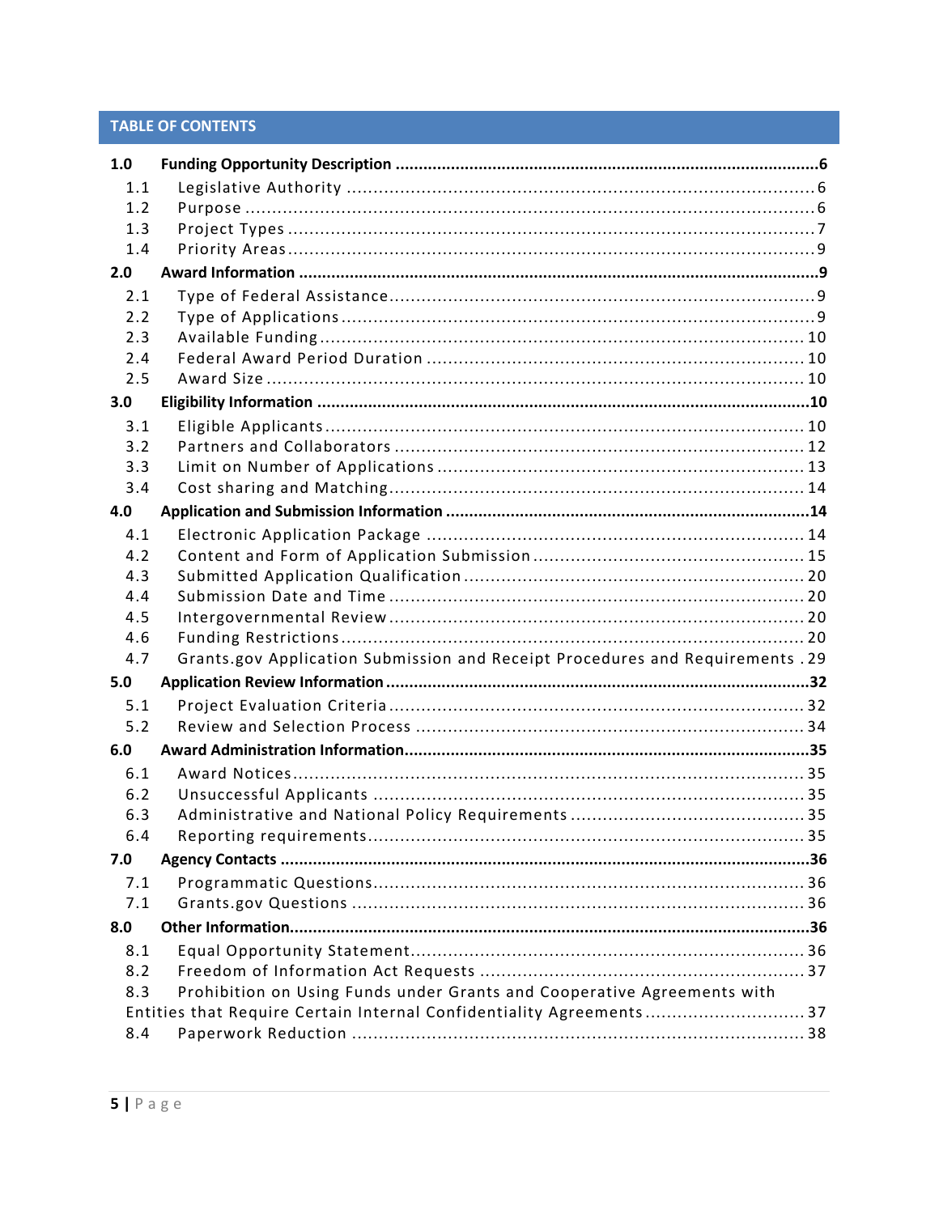## TABLE OF CONTENTS

**1.0 Funding Opportunity Description ....... 6**

- 1.1 Legislative Authority ....... 6
- 1.2 Purpose ....... 6
- 1.3 Project Types ....... 7
- 1.4 Priority Areas ....... 9

**2.0 Award Information ....... 9**

- 2.1 Type of Federal Assistance ....... 9
- 2.2 Type of Applications ....... 9
- 2.3 Available Funding ....... 10
- 2.4 Federal Award Period Duration ....... 10
- 2.5 Award Size ....... 10

**3.0 Eligibility Information ....... 10**

- 3.1 Eligible Applicants ....... 10
- 3.2 Partners and Collaborators ....... 12
- 3.3 Limit on Number of Applications ....... 13
- 3.4 Cost sharing and Matching ....... 14

**4.0 Application and Submission Information ....... 14**

- 4.1 Electronic Application Package ....... 14
- 4.2 Content and Form of Application Submission ....... 15
- 4.3 Submitted Application Qualification ....... 20
- 4.4 Submission Date and Time ....... 20
- 4.5 Intergovernmental Review ....... 20
- 4.6 Funding Restrictions ....... 20
- 4.7 Grants.gov Application Submission and Receipt Procedures and Requirements ....... 29

**5.0 Application Review Information ....... 32**

- 5.1 Project Evaluation Criteria ....... 32
- 5.2 Review and Selection Process ....... 34

**6.0 Award Administration Information ....... 35**

- 6.1 Award Notices ....... 35
- 6.2 Unsuccessful Applicants ....... 35
- 6.3 Administrative and National Policy Requirements ....... 35
- 6.4 Reporting requirements ....... 35

**7.0 Agency Contacts ....... 36**

- 7.1 Programmatic Questions ....... 36
- 7.1 Grants.gov Questions ....... 36

**8.0 Other Information ....... 36**

- 8.1 Equal Opportunity Statement ....... 36
- 8.2 Freedom of Information Act Requests ....... 37
- 8.3 Prohibition on Using Funds under Grants and Cooperative Agreements with Entities that Require Certain Internal Confidentiality Agreements ....... 37
- 8.4 Paperwork Reduction ....... 38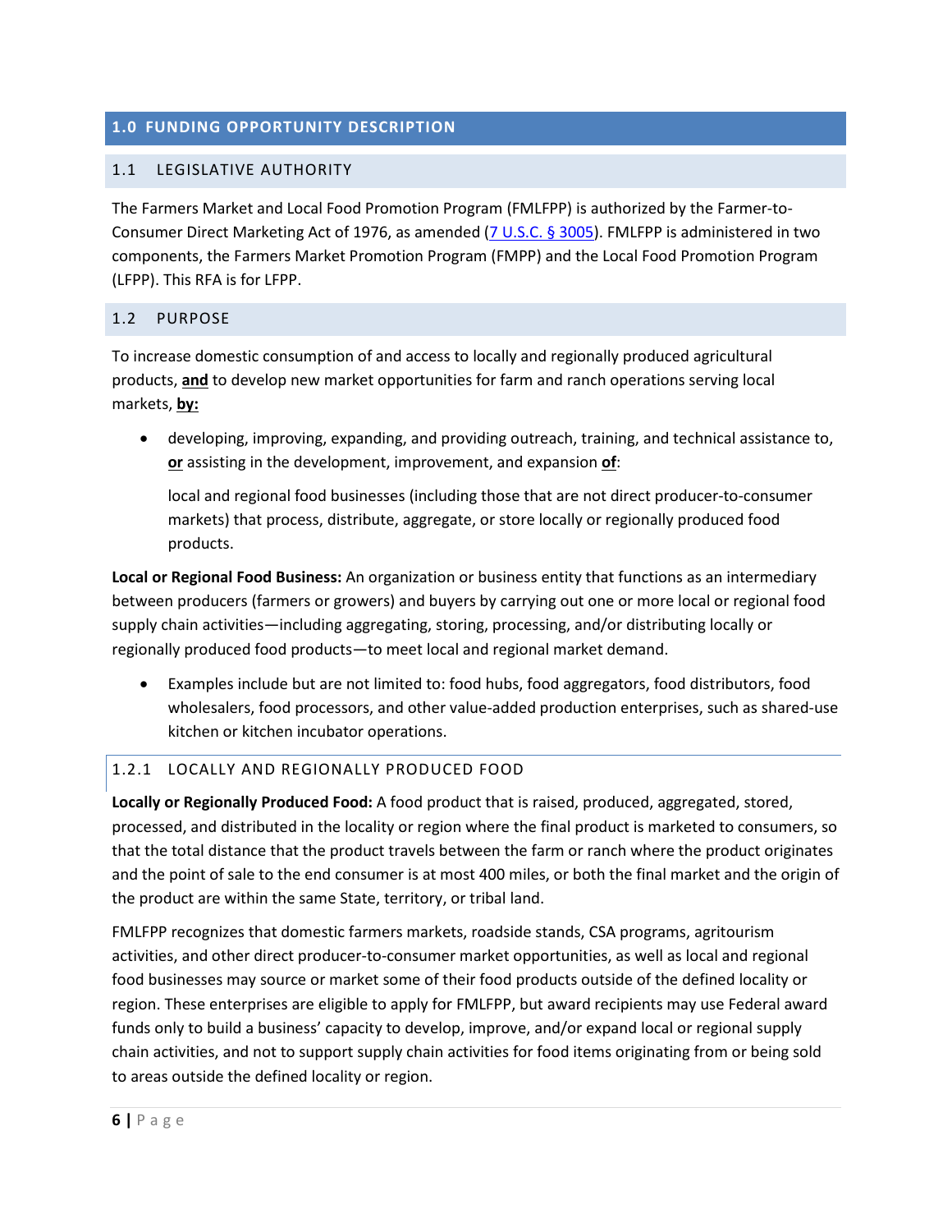# 1.0 FUNDING OPPORTUNITY DESCRIPTION

## 1.1 LEGISLATIVE AUTHORITY

The Farmers Market and Local Food Promotion Program (FMLFPP) is authorized by the Farmer-to-Consumer Direct Marketing Act of 1976, as amended (7 U.S.C. § 3005). FMLFPP is administered in two components, the Farmers Market Promotion Program (FMPP) and the Local Food Promotion Program (LFPP). This RFA is for LFPP.

## 1.2 PURPOSE

To increase domestic consumption of and access to locally and regionally produced agricultural products, **and** to develop new market opportunities for farm and ranch operations serving local markets, **by:**

- developing, improving, expanding, and providing outreach, training, and technical assistance to, **or** assisting in the development, improvement, and expansion **of**:

  local and regional food businesses (including those that are not direct producer-to-consumer markets) that process, distribute, aggregate, or store locally or regionally produced food products.

**Local or Regional Food Business:** An organization or business entity that functions as an intermediary between producers (farmers or growers) and buyers by carrying out one or more local or regional food supply chain activities—including aggregating, storing, processing, and/or distributing locally or regionally produced food products—to meet local and regional market demand.

- Examples include but are not limited to: food hubs, food aggregators, food distributors, food wholesalers, food processors, and other value-added production enterprises, such as shared-use kitchen or kitchen incubator operations.

### 1.2.1 LOCALLY AND REGIONALLY PRODUCED FOOD

**Locally or Regionally Produced Food:** A food product that is raised, produced, aggregated, stored, processed, and distributed in the locality or region where the final product is marketed to consumers, so that the total distance that the product travels between the farm or ranch where the product originates and the point of sale to the end consumer is at most 400 miles, or both the final market and the origin of the product are within the same State, territory, or tribal land.

FMLFPP recognizes that domestic farmers markets, roadside stands, CSA programs, agritourism activities, and other direct producer-to-consumer market opportunities, as well as local and regional food businesses may source or market some of their food products outside of the defined locality or region. These enterprises are eligible to apply for FMLFPP, but award recipients may use Federal award funds only to build a business' capacity to develop, improve, and/or expand local or regional supply chain activities, and not to support supply chain activities for food items originating from or being sold to areas outside the defined locality or region.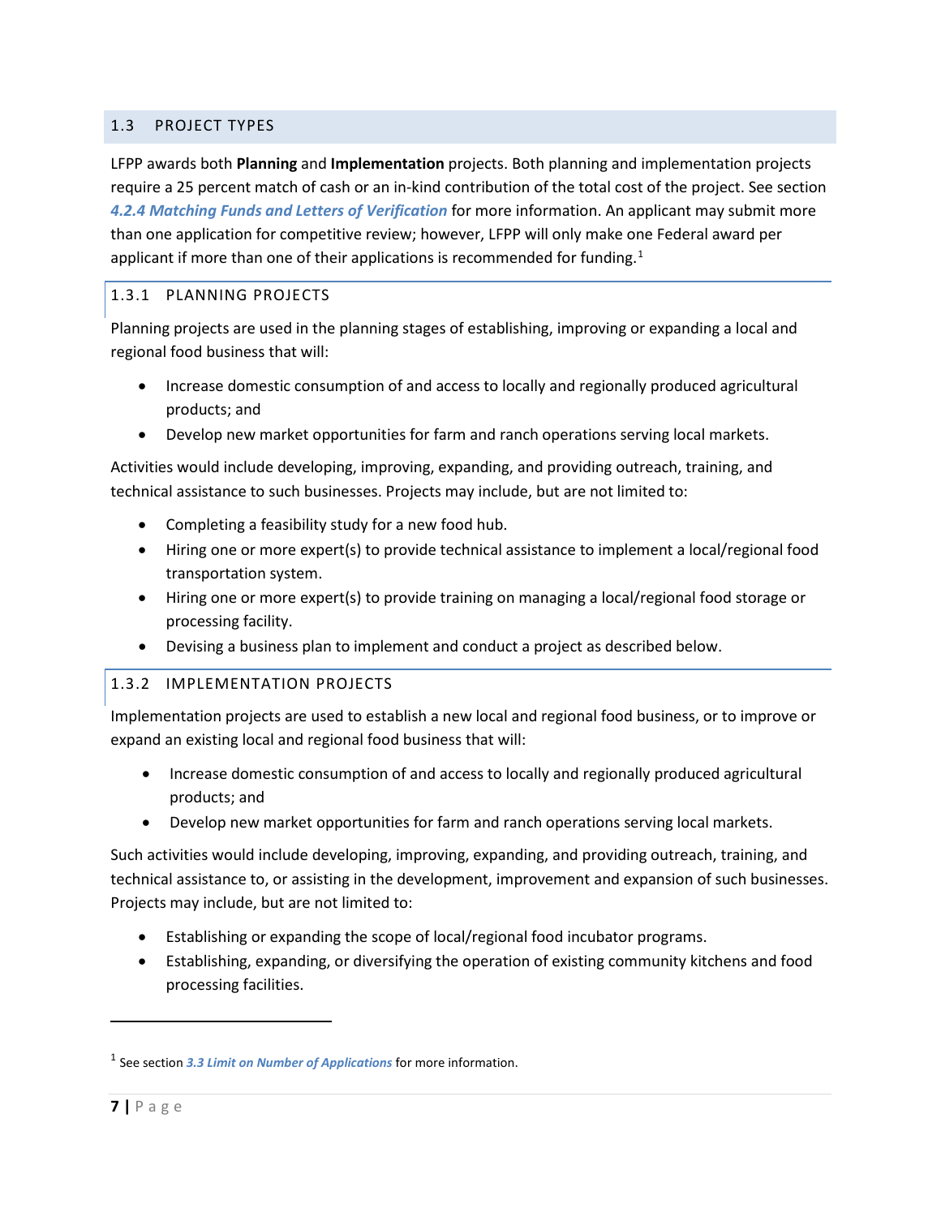## 1.3 PROJECT TYPES

LFPP awards both **Planning** and **Implementation** projects. Both planning and implementation projects require a 25 percent match of cash or an in-kind contribution of the total cost of the project. See section ***4.2.4 Matching Funds and Letters of Verification*** for more information. An applicant may submit more than one application for competitive review; however, LFPP will only make one Federal award per applicant if more than one of their applications is recommended for funding.[1]

### 1.3.1 PLANNING PROJECTS

Planning projects are used in the planning stages of establishing, improving or expanding a local and regional food business that will:

- Increase domestic consumption of and access to locally and regionally produced agricultural products; and
- Develop new market opportunities for farm and ranch operations serving local markets.

Activities would include developing, improving, expanding, and providing outreach, training, and technical assistance to such businesses. Projects may include, but are not limited to:

- Completing a feasibility study for a new food hub.
- Hiring one or more expert(s) to provide technical assistance to implement a local/regional food transportation system.
- Hiring one or more expert(s) to provide training on managing a local/regional food storage or processing facility.
- Devising a business plan to implement and conduct a project as described below.

### 1.3.2 IMPLEMENTATION PROJECTS

Implementation projects are used to establish a new local and regional food business, or to improve or expand an existing local and regional food business that will:

- Increase domestic consumption of and access to locally and regionally produced agricultural products; and
- Develop new market opportunities for farm and ranch operations serving local markets.

Such activities would include developing, improving, expanding, and providing outreach, training, and technical assistance to, or assisting in the development, improvement and expansion of such businesses. Projects may include, but are not limited to:

- Establishing or expanding the scope of local/regional food incubator programs.
- Establishing, expanding, or diversifying the operation of existing community kitchens and food processing facilities.

---

[1] See section ***3.3 Limit on Number of Applications*** for more information.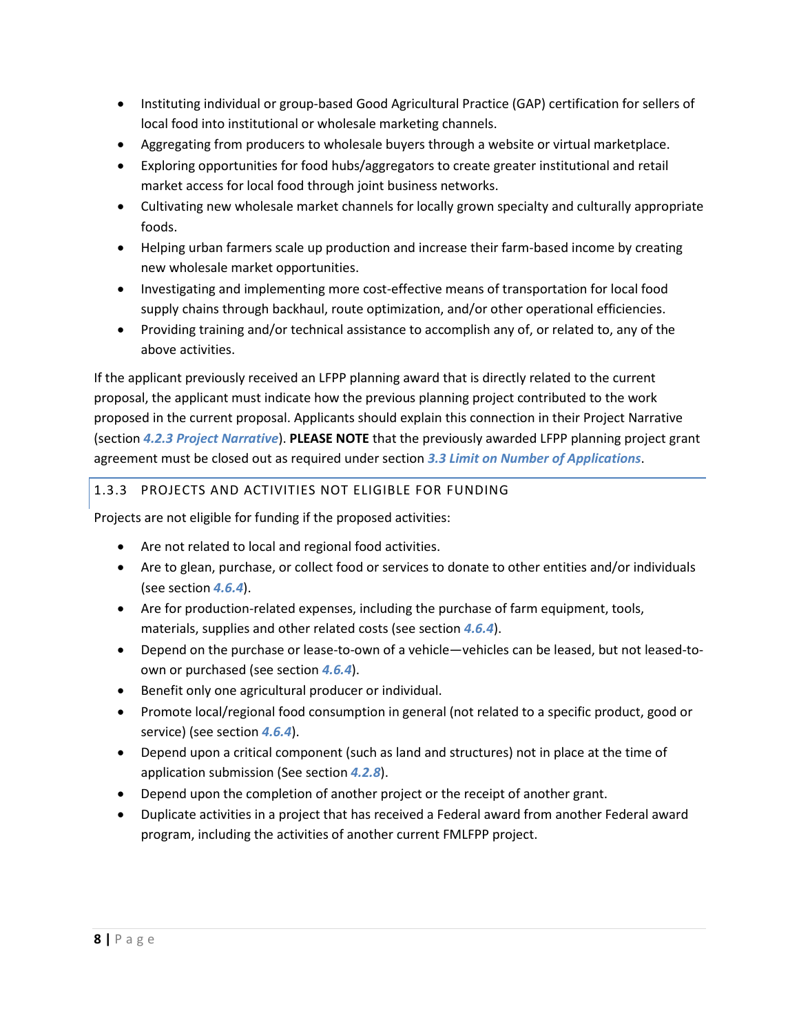- Instituting individual or group-based Good Agricultural Practice (GAP) certification for sellers of local food into institutional or wholesale marketing channels.
- Aggregating from producers to wholesale buyers through a website or virtual marketplace.
- Exploring opportunities for food hubs/aggregators to create greater institutional and retail market access for local food through joint business networks.
- Cultivating new wholesale market channels for locally grown specialty and culturally appropriate foods.
- Helping urban farmers scale up production and increase their farm-based income by creating new wholesale market opportunities.
- Investigating and implementing more cost-effective means of transportation for local food supply chains through backhaul, route optimization, and/or other operational efficiencies.
- Providing training and/or technical assistance to accomplish any of, or related to, any of the above activities.

If the applicant previously received an LFPP planning award that is directly related to the current proposal, the applicant must indicate how the previous planning project contributed to the work proposed in the current proposal. Applicants should explain this connection in their Project Narrative (section ***4.2.3 Project Narrative***). **PLEASE NOTE** that the previously awarded LFPP planning project grant agreement must be closed out as required under section ***3.3 Limit on Number of Applications***.

### 1.3.3 PROJECTS AND ACTIVITIES NOT ELIGIBLE FOR FUNDING

Projects are not eligible for funding if the proposed activities:

- Are not related to local and regional food activities.
- Are to glean, purchase, or collect food or services to donate to other entities and/or individuals (see section ***4.6.4***).
- Are for production-related expenses, including the purchase of farm equipment, tools, materials, supplies and other related costs (see section ***4.6.4***).
- Depend on the purchase or lease-to-own of a vehicle—vehicles can be leased, but not leased-to-own or purchased (see section ***4.6.4***).
- Benefit only one agricultural producer or individual.
- Promote local/regional food consumption in general (not related to a specific product, good or service) (see section ***4.6.4***).
- Depend upon a critical component (such as land and structures) not in place at the time of application submission (See section ***4.2.8***).
- Depend upon the completion of another project or the receipt of another grant.
- Duplicate activities in a project that has received a Federal award from another Federal award program, including the activities of another current FMLFPP project.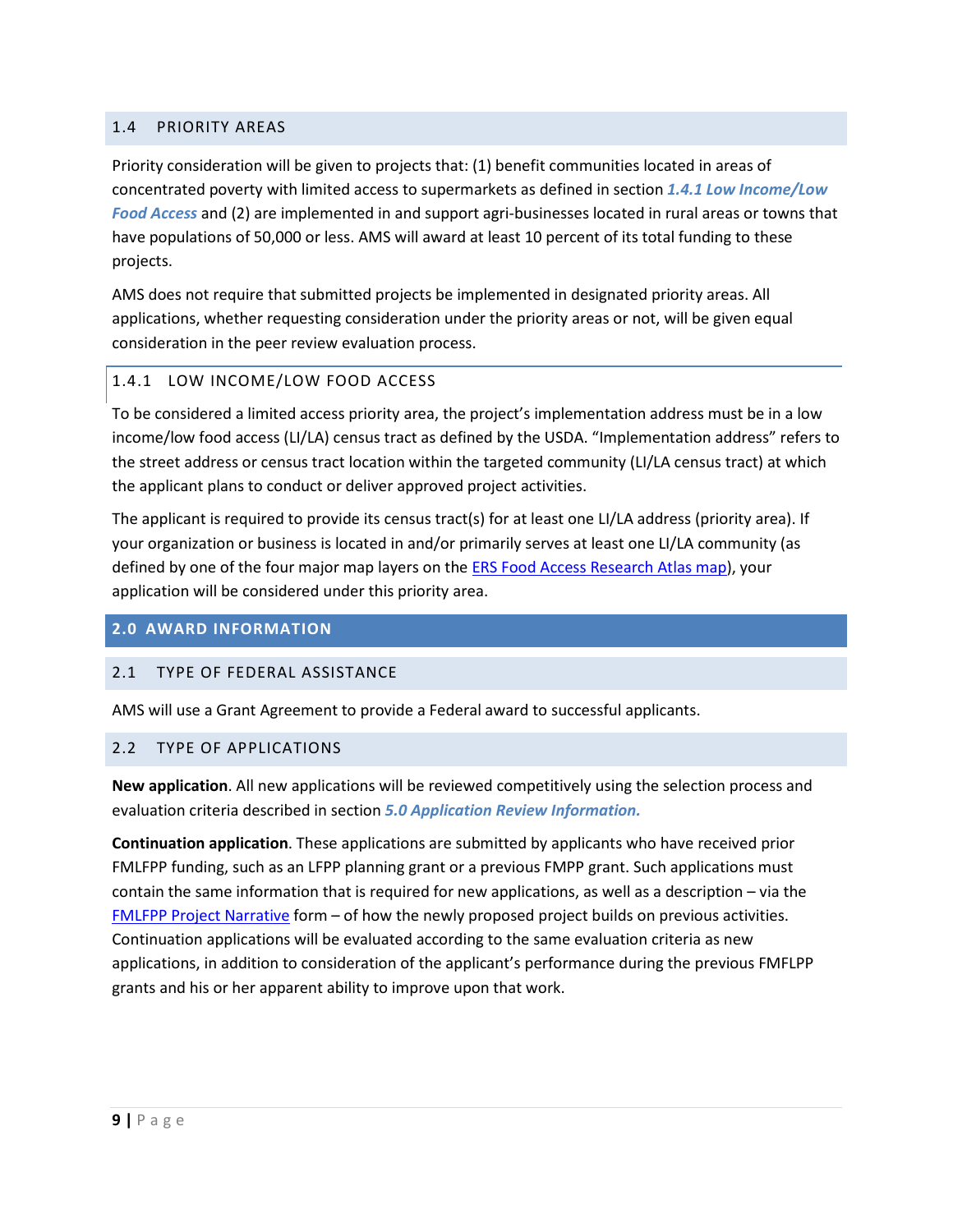### 1.4 PRIORITY AREAS

Priority consideration will be given to projects that: (1) benefit communities located in areas of concentrated poverty with limited access to supermarkets as defined in section ***1.4.1 Low Income/Low Food Access*** and (2) are implemented in and support agri-businesses located in rural areas or towns that have populations of 50,000 or less. AMS will award at least 10 percent of its total funding to these projects.

AMS does not require that submitted projects be implemented in designated priority areas. All applications, whether requesting consideration under the priority areas or not, will be given equal consideration in the peer review evaluation process.

#### 1.4.1 LOW INCOME/LOW FOOD ACCESS

To be considered a limited access priority area, the project's implementation address must be in a low income/low food access (LI/LA) census tract as defined by the USDA. "Implementation address" refers to the street address or census tract location within the targeted community (LI/LA census tract) at which the applicant plans to conduct or deliver approved project activities.

The applicant is required to provide its census tract(s) for at least one LI/LA address (priority area). If your organization or business is located in and/or primarily serves at least one LI/LA community (as defined by one of the four major map layers on the ERS Food Access Research Atlas map), your application will be considered under this priority area.

## 2.0 AWARD INFORMATION

### 2.1 TYPE OF FEDERAL ASSISTANCE

AMS will use a Grant Agreement to provide a Federal award to successful applicants.

### 2.2 TYPE OF APPLICATIONS

**New application**. All new applications will be reviewed competitively using the selection process and evaluation criteria described in section ***5.0 Application Review Information.***

**Continuation application**. These applications are submitted by applicants who have received prior FMLFPP funding, such as an LFPP planning grant or a previous FMPP grant. Such applications must contain the same information that is required for new applications, as well as a description – via the FMLFPP Project Narrative form – of how the newly proposed project builds on previous activities. Continuation applications will be evaluated according to the same evaluation criteria as new applications, in addition to consideration of the applicant's performance during the previous FMFLPP grants and his or her apparent ability to improve upon that work.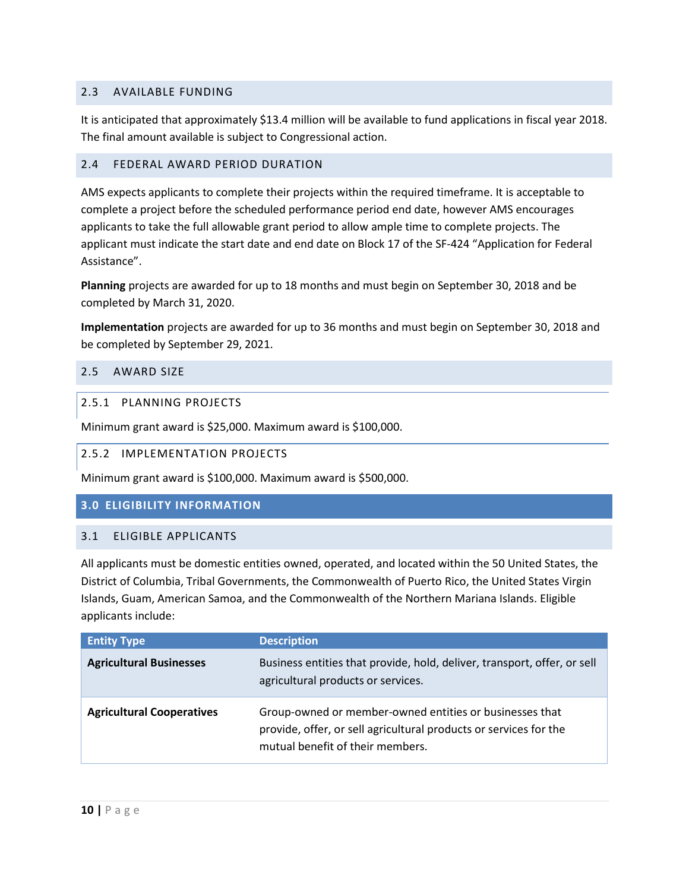## 2.3 AVAILABLE FUNDING

It is anticipated that approximately $13.4 million will be available to fund applications in fiscal year 2018. The final amount available is subject to Congressional action.

## 2.4 FEDERAL AWARD PERIOD DURATION

AMS expects applicants to complete their projects within the required timeframe. It is acceptable to complete a project before the scheduled performance period end date, however AMS encourages applicants to take the full allowable grant period to allow ample time to complete projects. The applicant must indicate the start date and end date on Block 17 of the SF-424 "Application for Federal Assistance".

**Planning** projects are awarded for up to 18 months and must begin on September 30, 2018 and be completed by March 31, 2020.

**Implementation** projects are awarded for up to 36 months and must begin on September 30, 2018 and be completed by September 29, 2021.

## 2.5 AWARD SIZE

### 2.5.1 PLANNING PROJECTS

Minimum grant award is $25,000. Maximum award is $100,000.

### 2.5.2 IMPLEMENTATION PROJECTS

Minimum grant award is $100,000. Maximum award is $500,000.

# 3.0 ELIGIBILITY INFORMATION

## 3.1 ELIGIBLE APPLICANTS

All applicants must be domestic entities owned, operated, and located within the 50 United States, the District of Columbia, Tribal Governments, the Commonwealth of Puerto Rico, the United States Virgin Islands, Guam, American Samoa, and the Commonwealth of the Northern Mariana Islands. Eligible applicants include:

| Entity Type | Description |
|---|---|
| **Agricultural Businesses** | Business entities that provide, hold, deliver, transport, offer, or sell agricultural products or services. |
| **Agricultural Cooperatives** | Group-owned or member-owned entities or businesses that provide, offer, or sell agricultural products or services for the mutual benefit of their members. |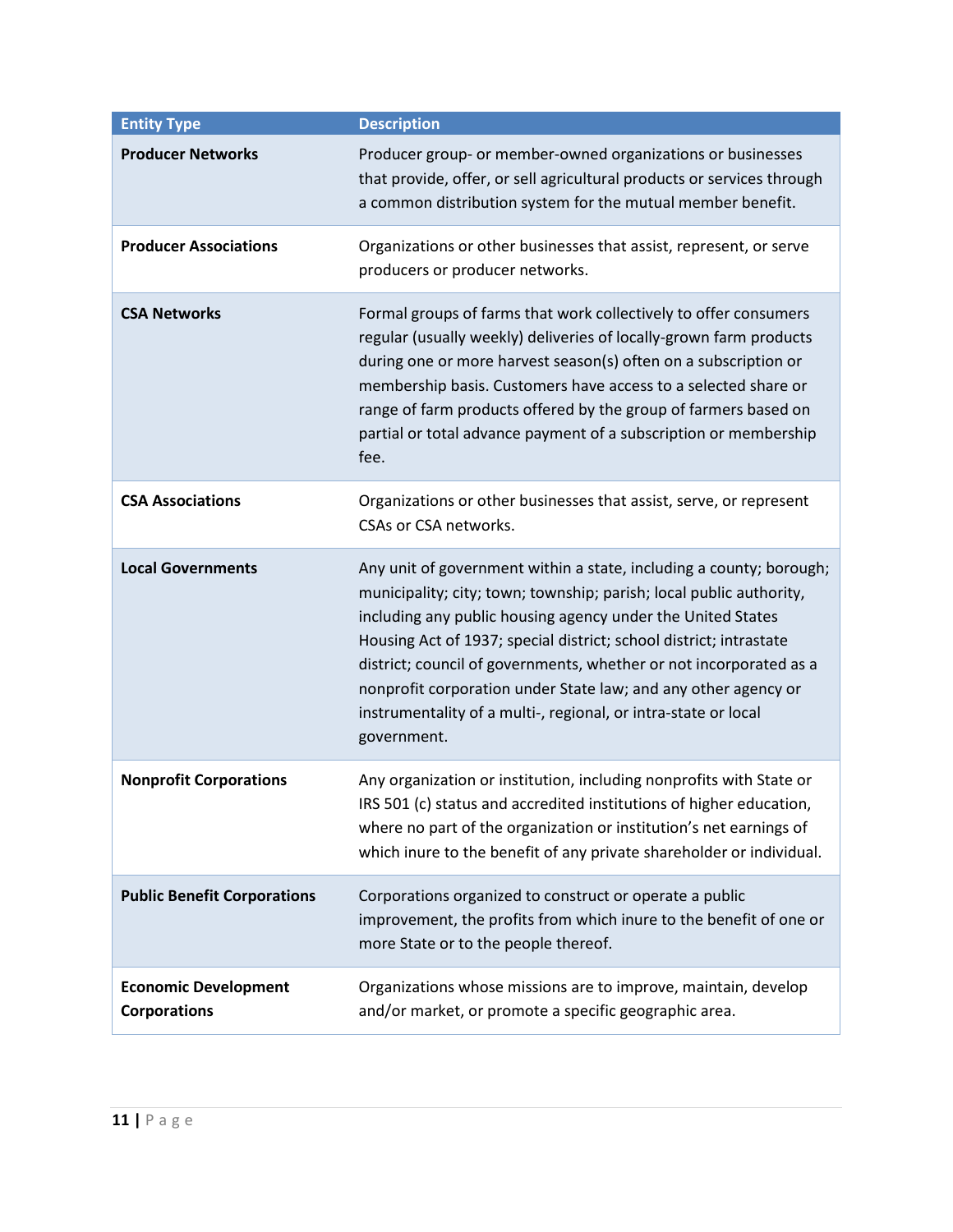| Entity Type | Description |
| --- | --- |
| **Producer Networks** | Producer group- or member-owned organizations or businesses that provide, offer, or sell agricultural products or services through a common distribution system for the mutual member benefit. |
| **Producer Associations** | Organizations or other businesses that assist, represent, or serve producers or producer networks. |
| **CSA Networks** | Formal groups of farms that work collectively to offer consumers regular (usually weekly) deliveries of locally-grown farm products during one or more harvest season(s) often on a subscription or membership basis. Customers have access to a selected share or range of farm products offered by the group of farmers based on partial or total advance payment of a subscription or membership fee. |
| **CSA Associations** | Organizations or other businesses that assist, serve, or represent CSAs or CSA networks. |
| **Local Governments** | Any unit of government within a state, including a county; borough; municipality; city; town; township; parish; local public authority, including any public housing agency under the United States Housing Act of 1937; special district; school district; intrastate district; council of governments, whether or not incorporated as a nonprofit corporation under State law; and any other agency or instrumentality of a multi-, regional, or intra-state or local government. |
| **Nonprofit Corporations** | Any organization or institution, including nonprofits with State or IRS 501 (c) status and accredited institutions of higher education, where no part of the organization or institution's net earnings of which inure to the benefit of any private shareholder or individual. |
| **Public Benefit Corporations** | Corporations organized to construct or operate a public improvement, the profits from which inure to the benefit of one or more State or to the people thereof. |
| **Economic Development Corporations** | Organizations whose missions are to improve, maintain, develop and/or market, or promote a specific geographic area. |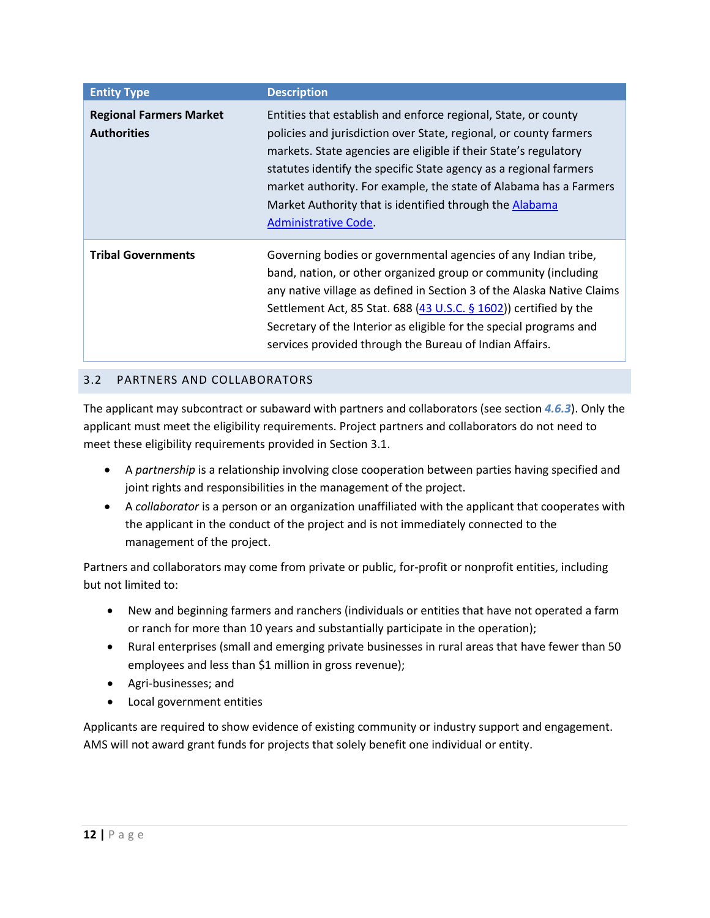| Entity Type | Description |
| --- | --- |
| **Regional Farmers Market Authorities** | Entities that establish and enforce regional, State, or county policies and jurisdiction over State, regional, or county farmers markets. State agencies are eligible if their State's regulatory statutes identify the specific State agency as a regional farmers market authority. For example, the state of Alabama has a Farmers Market Authority that is identified through the Alabama Administrative Code. |
| **Tribal Governments** | Governing bodies or governmental agencies of any Indian tribe, band, nation, or other organized group or community (including any native village as defined in Section 3 of the Alaska Native Claims Settlement Act, 85 Stat. 688 (43 U.S.C. § 1602)) certified by the Secretary of the Interior as eligible for the special programs and services provided through the Bureau of Indian Affairs. |

## 3.2 PARTNERS AND COLLABORATORS

The applicant may subcontract or subaward with partners and collaborators (see section *4.6.3*). Only the applicant must meet the eligibility requirements. Project partners and collaborators do not need to meet these eligibility requirements provided in Section 3.1.

- A *partnership* is a relationship involving close cooperation between parties having specified and joint rights and responsibilities in the management of the project.
- A *collaborator* is a person or an organization unaffiliated with the applicant that cooperates with the applicant in the conduct of the project and is not immediately connected to the management of the project.

Partners and collaborators may come from private or public, for-profit or nonprofit entities, including but not limited to:

- New and beginning farmers and ranchers (individuals or entities that have not operated a farm or ranch for more than 10 years and substantially participate in the operation);
- Rural enterprises (small and emerging private businesses in rural areas that have fewer than 50 employees and less than $1 million in gross revenue);
- Agri-businesses; and
- Local government entities

Applicants are required to show evidence of existing community or industry support and engagement. AMS will not award grant funds for projects that solely benefit one individual or entity.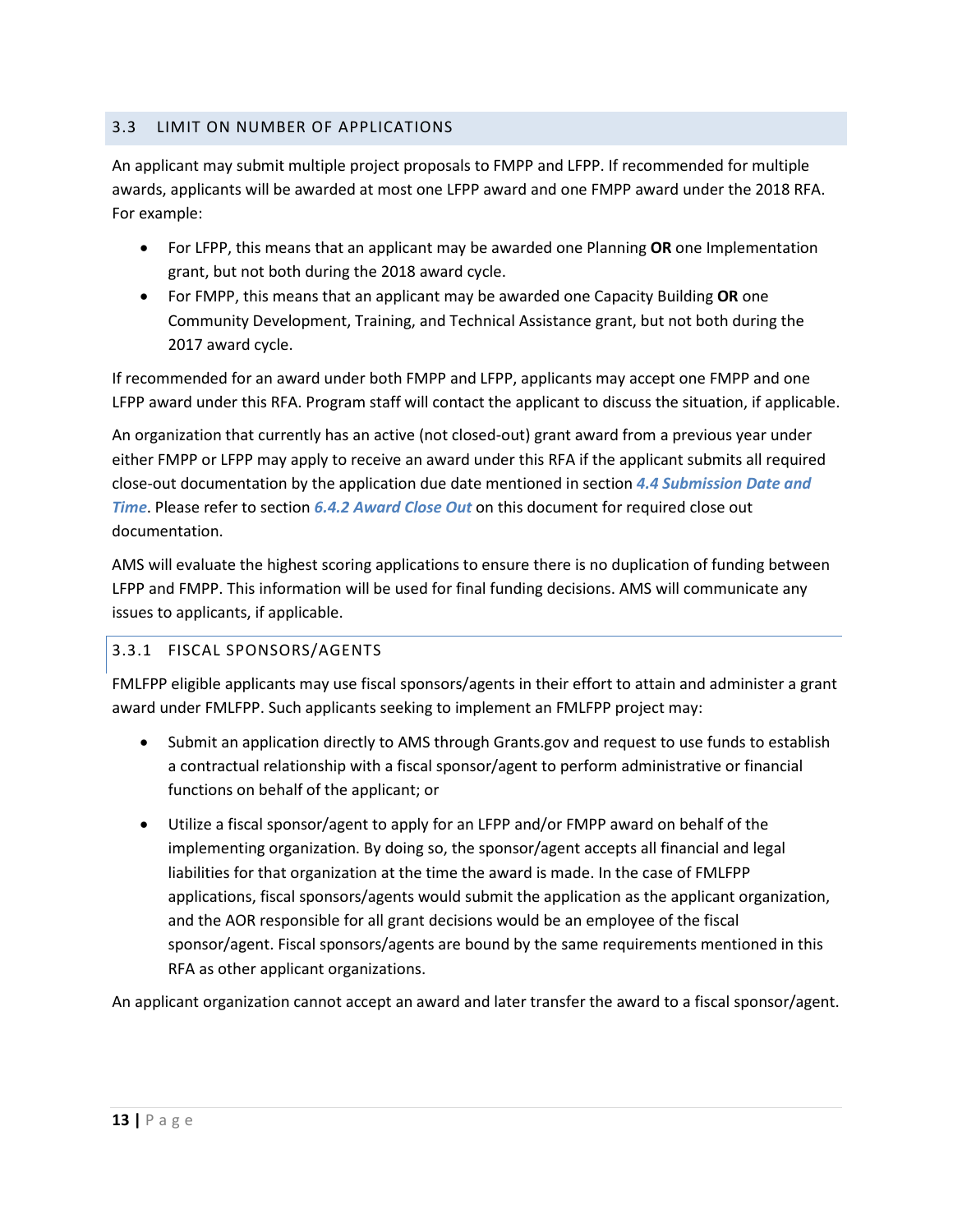## 3.3 LIMIT ON NUMBER OF APPLICATIONS

An applicant may submit multiple project proposals to FMPP and LFPP. If recommended for multiple awards, applicants will be awarded at most one LFPP award and one FMPP award under the 2018 RFA. For example:

- For LFPP, this means that an applicant may be awarded one Planning **OR** one Implementation grant, but not both during the 2018 award cycle.
- For FMPP, this means that an applicant may be awarded one Capacity Building **OR** one Community Development, Training, and Technical Assistance grant, but not both during the 2017 award cycle.

If recommended for an award under both FMPP and LFPP, applicants may accept one FMPP and one LFPP award under this RFA. Program staff will contact the applicant to discuss the situation, if applicable.

An organization that currently has an active (not closed-out) grant award from a previous year under either FMPP or LFPP may apply to receive an award under this RFA if the applicant submits all required close-out documentation by the application due date mentioned in section ***4.4 Submission Date and Time***. Please refer to section ***6.4.2 Award Close Out*** on this document for required close out documentation.

AMS will evaluate the highest scoring applications to ensure there is no duplication of funding between LFPP and FMPP. This information will be used for final funding decisions. AMS will communicate any issues to applicants, if applicable.

### 3.3.1 FISCAL SPONSORS/AGENTS

FMLFPP eligible applicants may use fiscal sponsors/agents in their effort to attain and administer a grant award under FMLFPP. Such applicants seeking to implement an FMLFPP project may:

- Submit an application directly to AMS through Grants.gov and request to use funds to establish a contractual relationship with a fiscal sponsor/agent to perform administrative or financial functions on behalf of the applicant; or

- Utilize a fiscal sponsor/agent to apply for an LFPP and/or FMPP award on behalf of the implementing organization. By doing so, the sponsor/agent accepts all financial and legal liabilities for that organization at the time the award is made. In the case of FMLFPP applications, fiscal sponsors/agents would submit the application as the applicant organization, and the AOR responsible for all grant decisions would be an employee of the fiscal sponsor/agent. Fiscal sponsors/agents are bound by the same requirements mentioned in this RFA as other applicant organizations.

An applicant organization cannot accept an award and later transfer the award to a fiscal sponsor/agent.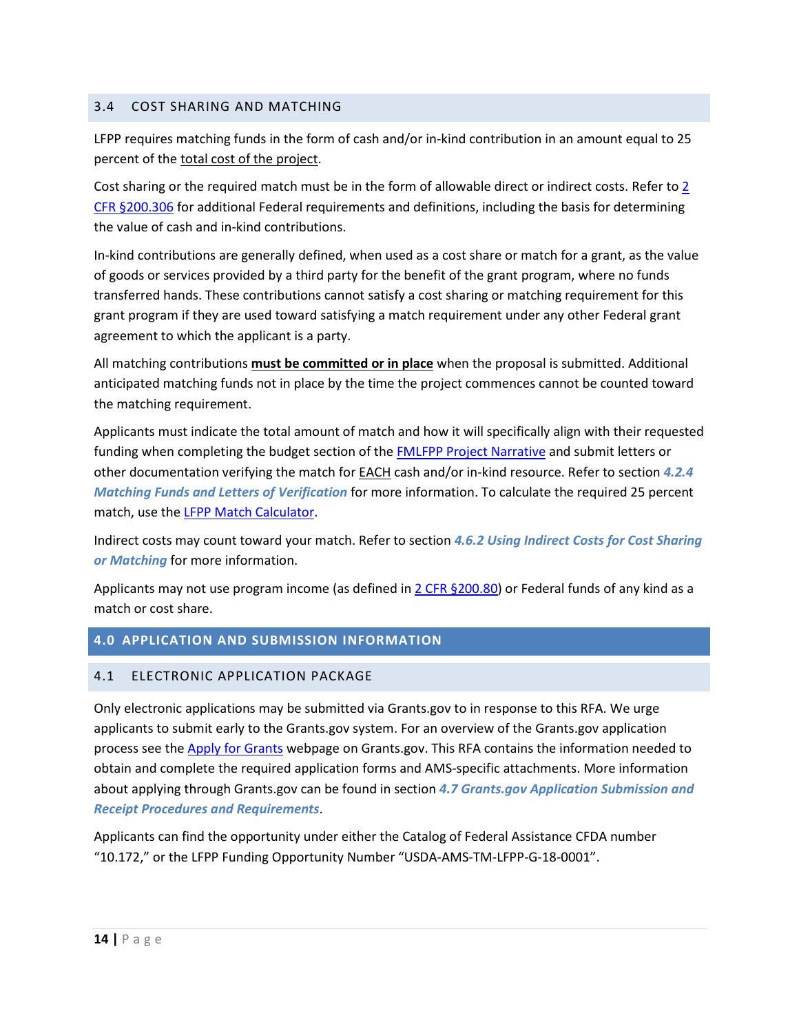### 3.4 COST SHARING AND MATCHING

LFPP requires matching funds in the form of cash and/or in-kind contribution in an amount equal to 25 percent of the total cost of the project.

Cost sharing or the required match must be in the form of allowable direct or indirect costs. Refer to [2 CFR §200.306](2 CFR §200.306) for additional Federal requirements and definitions, including the basis for determining the value of cash and in-kind contributions.

In-kind contributions are generally defined, when used as a cost share or match for a grant, as the value of goods or services provided by a third party for the benefit of the grant program, where no funds transferred hands. These contributions cannot satisfy a cost sharing or matching requirement for this grant program if they are used toward satisfying a match requirement under any other Federal grant agreement to which the applicant is a party.

All matching contributions **must be committed or in place** when the proposal is submitted. Additional anticipated matching funds not in place by the time the project commences cannot be counted toward the matching requirement.

Applicants must indicate the total amount of match and how it will specifically align with their requested funding when completing the budget section of the FMLFPP Project Narrative and submit letters or other documentation verifying the match for EACH cash and/or in-kind resource. Refer to section ***4.2.4 Matching Funds and Letters of Verification*** for more information. To calculate the required 25 percent match, use the LFPP Match Calculator.

Indirect costs may count toward your match. Refer to section ***4.6.2 Using Indirect Costs for Cost Sharing or Matching*** for more information.

Applicants may not use program income (as defined in 2 CFR §200.80) or Federal funds of any kind as a match or cost share.

## 4.0 APPLICATION AND SUBMISSION INFORMATION

### 4.1 ELECTRONIC APPLICATION PACKAGE

Only electronic applications may be submitted via Grants.gov to in response to this RFA. We urge applicants to submit early to the Grants.gov system. For an overview of the Grants.gov application process see the Apply for Grants webpage on Grants.gov. This RFA contains the information needed to obtain and complete the required application forms and AMS-specific attachments. More information about applying through Grants.gov can be found in section ***4.7 Grants.gov Application Submission and Receipt Procedures and Requirements***.

Applicants can find the opportunity under either the Catalog of Federal Assistance CFDA number "10.172," or the LFPP Funding Opportunity Number "USDA-AMS-TM-LFPP-G-18-0001".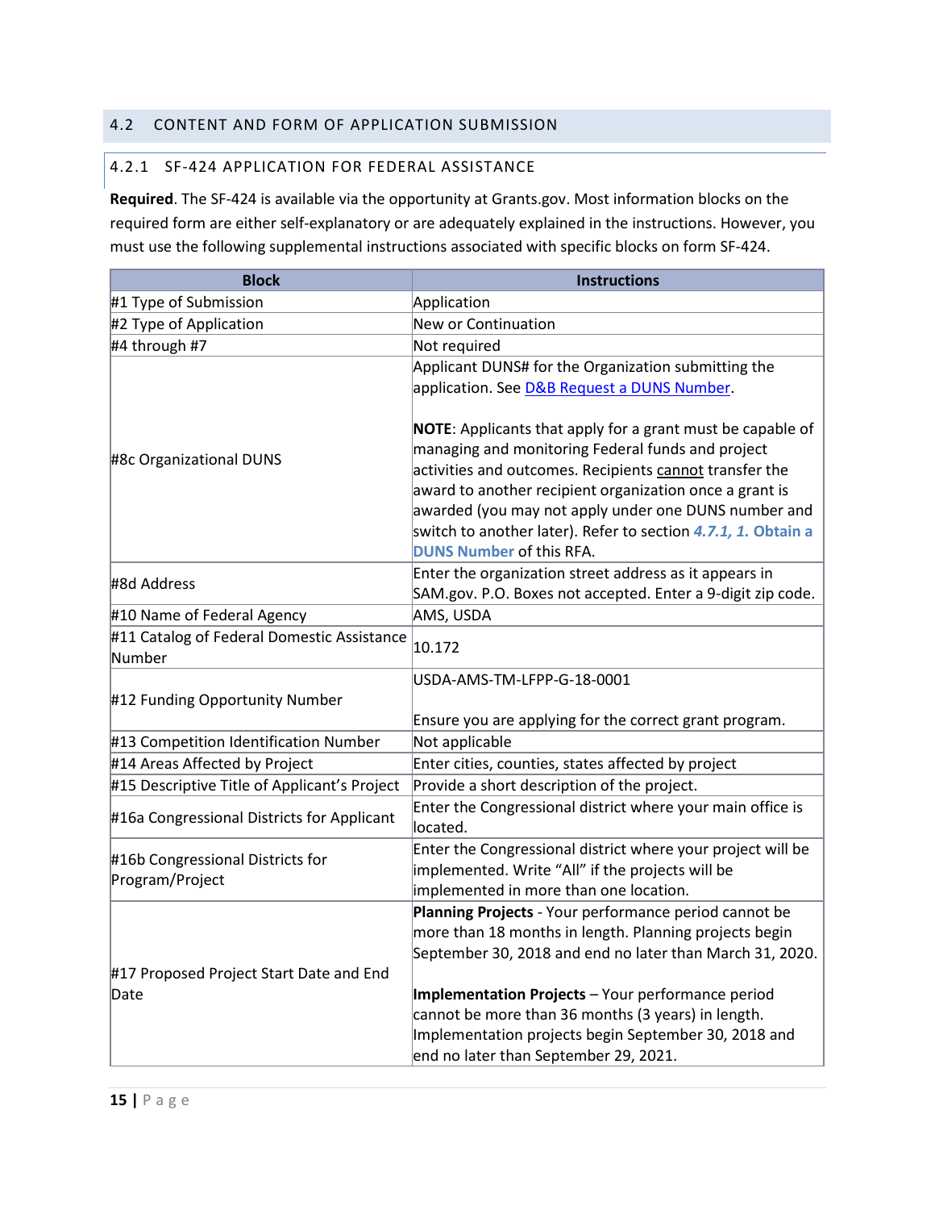## 4.2 CONTENT AND FORM OF APPLICATION SUBMISSION

### 4.2.1 SF-424 APPLICATION FOR FEDERAL ASSISTANCE

**Required**. The SF-424 is available via the opportunity at Grants.gov. Most information blocks on the required form are either self-explanatory or are adequately explained in the instructions. However, you must use the following supplemental instructions associated with specific blocks on form SF-424.

| Block | Instructions |
|---|---|
| #1 Type of Submission | Application |
| #2 Type of Application | New or Continuation |
| #4 through #7 | Not required |
| #8c Organizational DUNS | Applicant DUNS# for the Organization submitting the application. See [D&B Request a DUNS Number](). <br><br> **NOTE**: Applicants that apply for a grant must be capable of managing and monitoring Federal funds and project activities and outcomes. Recipients cannot transfer the award to another recipient organization once a grant is awarded (you may not apply under one DUNS number and switch to another later). Refer to section ***4.7.1, 1.* Obtain a DUNS Number** of this RFA. |
| #8d Address | Enter the organization street address as it appears in SAM.gov. P.O. Boxes not accepted. Enter a 9-digit zip code. |
| #10 Name of Federal Agency | AMS, USDA |
| #11 Catalog of Federal Domestic Assistance Number | 10.172 |
| #12 Funding Opportunity Number | USDA-AMS-TM-LFPP-G-18-0001 <br><br> Ensure you are applying for the correct grant program. |
| #13 Competition Identification Number | Not applicable |
| #14 Areas Affected by Project | Enter cities, counties, states affected by project |
| #15 Descriptive Title of Applicant's Project | Provide a short description of the project. |
| #16a Congressional Districts for Applicant | Enter the Congressional district where your main office is located. |
| #16b Congressional Districts for Program/Project | Enter the Congressional district where your project will be implemented. Write "All" if the projects will be implemented in more than one location. |
| #17 Proposed Project Start Date and End Date | **Planning Projects** - Your performance period cannot be more than 18 months in length. Planning projects begin September 30, 2018 and end no later than March 31, 2020. <br><br> **Implementation Projects** – Your performance period cannot be more than 36 months (3 years) in length. Implementation projects begin September 30, 2018 and end no later than September 29, 2021. |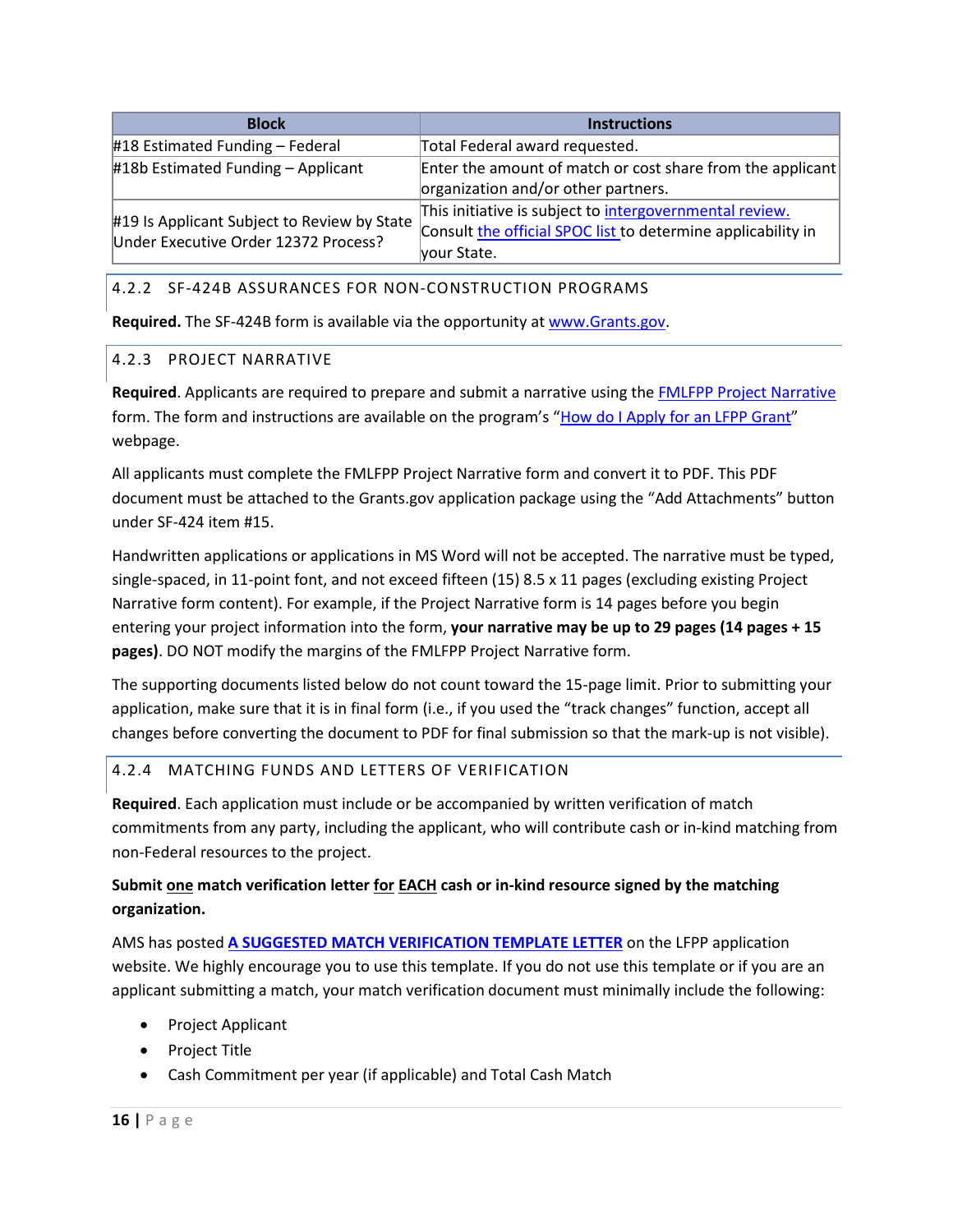| Block | Instructions |
|---|---|
| #18 Estimated Funding – Federal | Total Federal award requested. |
| #18b Estimated Funding – Applicant | Enter the amount of match or cost share from the applicant organization and/or other partners. |
| #19 Is Applicant Subject to Review by State Under Executive Order 12372 Process? | This initiative is subject to intergovernmental review. Consult the official SPOC list to determine applicability in your State. |

### 4.2.2 SF-424B ASSURANCES FOR NON-CONSTRUCTION PROGRAMS

**Required.** The SF-424B form is available via the opportunity at www.Grants.gov.

### 4.2.3 PROJECT NARRATIVE

**Required**. Applicants are required to prepare and submit a narrative using the FMLFPP Project Narrative form. The form and instructions are available on the program's "How do I Apply for an LFPP Grant" webpage.

All applicants must complete the FMLFPP Project Narrative form and convert it to PDF. This PDF document must be attached to the Grants.gov application package using the "Add Attachments" button under SF-424 item #15.

Handwritten applications or applications in MS Word will not be accepted. The narrative must be typed, single-spaced, in 11-point font, and not exceed fifteen (15) 8.5 x 11 pages (excluding existing Project Narrative form content). For example, if the Project Narrative form is 14 pages before you begin entering your project information into the form, **your narrative may be up to 29 pages (14 pages + 15 pages)**. DO NOT modify the margins of the FMLFPP Project Narrative form.

The supporting documents listed below do not count toward the 15-page limit. Prior to submitting your application, make sure that it is in final form (i.e., if you used the "track changes" function, accept all changes before converting the document to PDF for final submission so that the mark-up is not visible).

### 4.2.4 MATCHING FUNDS AND LETTERS OF VERIFICATION

**Required**. Each application must include or be accompanied by written verification of match commitments from any party, including the applicant, who will contribute cash or in-kind matching from non-Federal resources to the project.

**Submit one match verification letter for EACH cash or in-kind resource signed by the matching organization.**

AMS has posted **A SUGGESTED MATCH VERIFICATION TEMPLATE LETTER** on the LFPP application website. We highly encourage you to use this template. If you do not use this template or if you are an applicant submitting a match, your match verification document must minimally include the following:

- Project Applicant
- Project Title
- Cash Commitment per year (if applicable) and Total Cash Match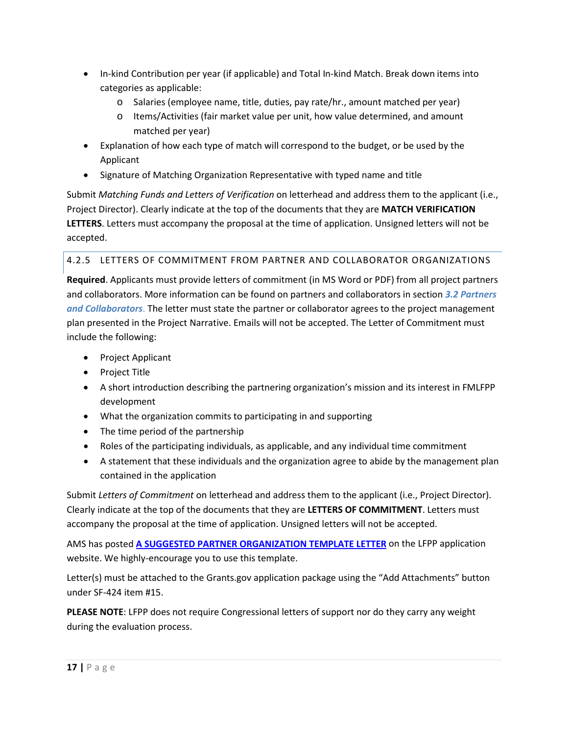- In-kind Contribution per year (if applicable) and Total In-kind Match. Break down items into categories as applicable:
  - Salaries (employee name, title, duties, pay rate/hr., amount matched per year)
  - Items/Activities (fair market value per unit, how value determined, and amount matched per year)
- Explanation of how each type of match will correspond to the budget, or be used by the Applicant
- Signature of Matching Organization Representative with typed name and title

Submit *Matching Funds and Letters of Verification* on letterhead and address them to the applicant (i.e., Project Director). Clearly indicate at the top of the documents that they are **MATCH VERIFICATION LETTERS**. Letters must accompany the proposal at the time of application. Unsigned letters will not be accepted.

### 4.2.5 LETTERS OF COMMITMENT FROM PARTNER AND COLLABORATOR ORGANIZATIONS

**Required**. Applicants must provide letters of commitment (in MS Word or PDF) from all project partners and collaborators. More information can be found on partners and collaborators in section ***3.2 Partners and Collaborators***. The letter must state the partner or collaborator agrees to the project management plan presented in the Project Narrative. Emails will not be accepted. The Letter of Commitment must include the following:

- Project Applicant
- Project Title
- A short introduction describing the partnering organization's mission and its interest in FMLFPP development
- What the organization commits to participating in and supporting
- The time period of the partnership
- Roles of the participating individuals, as applicable, and any individual time commitment
- A statement that these individuals and the organization agree to abide by the management plan contained in the application

Submit *Letters of Commitment* on letterhead and address them to the applicant (i.e., Project Director). Clearly indicate at the top of the documents that they are **LETTERS OF COMMITMENT**. Letters must accompany the proposal at the time of application. Unsigned letters will not be accepted.

AMS has posted **A SUGGESTED PARTNER ORGANIZATION TEMPLATE LETTER** on the LFPP application website. We highly-encourage you to use this template.

Letter(s) must be attached to the Grants.gov application package using the "Add Attachments" button under SF-424 item #15.

**PLEASE NOTE**: LFPP does not require Congressional letters of support nor do they carry any weight during the evaluation process.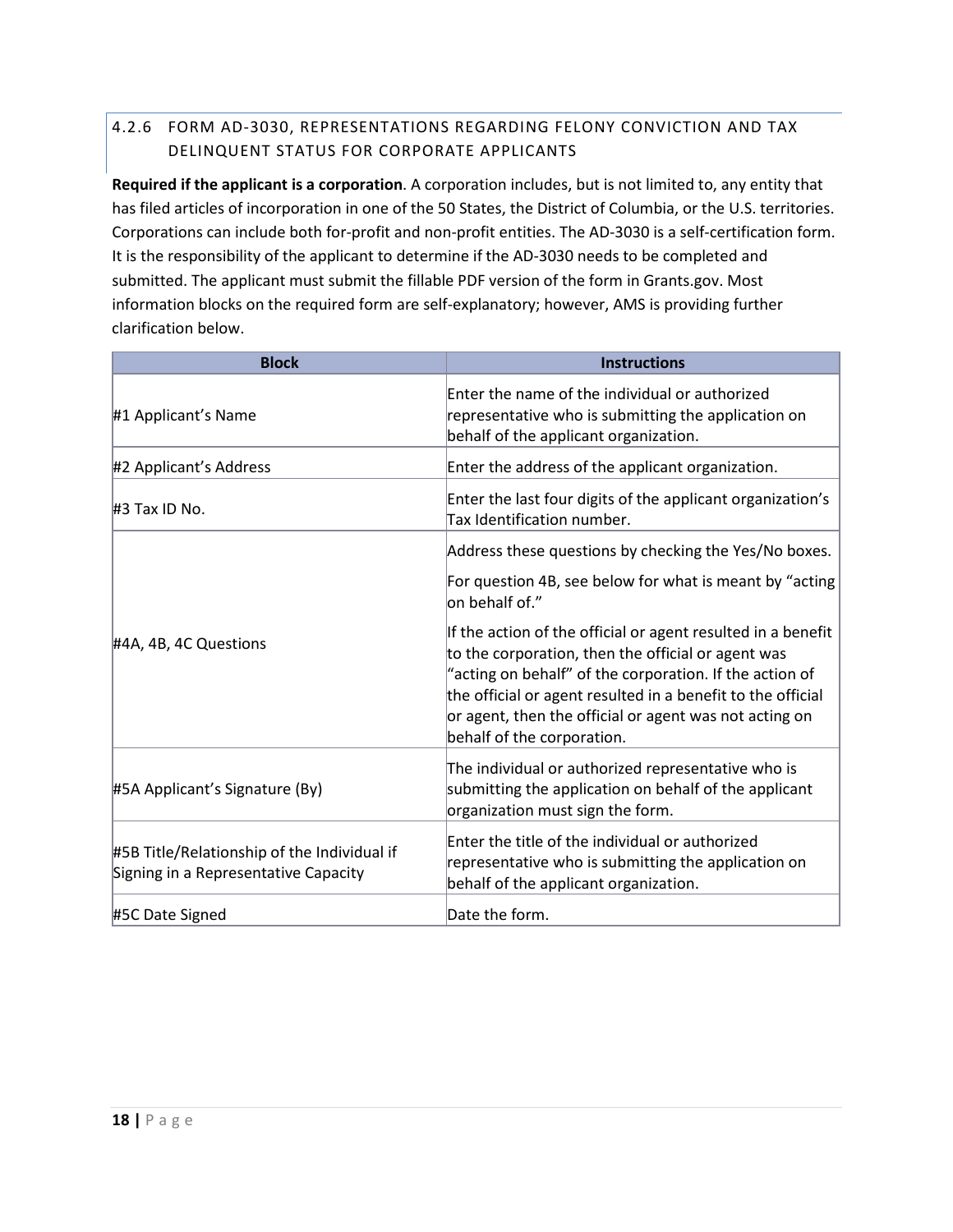### 4.2.6 FORM AD-3030, REPRESENTATIONS REGARDING FELONY CONVICTION AND TAX DELINQUENT STATUS FOR CORPORATE APPLICANTS

**Required if the applicant is a corporation**. A corporation includes, but is not limited to, any entity that has filed articles of incorporation in one of the 50 States, the District of Columbia, or the U.S. territories. Corporations can include both for-profit and non-profit entities. The AD-3030 is a self-certification form. It is the responsibility of the applicant to determine if the AD-3030 needs to be completed and submitted. The applicant must submit the fillable PDF version of the form in Grants.gov. Most information blocks on the required form are self-explanatory; however, AMS is providing further clarification below.

| Block | Instructions |
| --- | --- |
| #1 Applicant's Name | Enter the name of the individual or authorized representative who is submitting the application on behalf of the applicant organization. |
| #2 Applicant's Address | Enter the address of the applicant organization. |
| #3 Tax ID No. | Enter the last four digits of the applicant organization's Tax Identification number. |
| #4A, 4B, 4C Questions | Address these questions by checking the Yes/No boxes.<br><br>For question 4B, see below for what is meant by "acting on behalf of."<br><br>If the action of the official or agent resulted in a benefit to the corporation, then the official or agent was "acting on behalf" of the corporation. If the action of the official or agent resulted in a benefit to the official or agent, then the official or agent was not acting on behalf of the corporation. |
| #5A Applicant's Signature (By) | The individual or authorized representative who is submitting the application on behalf of the applicant organization must sign the form. |
| #5B Title/Relationship of the Individual if Signing in a Representative Capacity | Enter the title of the individual or authorized representative who is submitting the application on behalf of the applicant organization. |
| #5C Date Signed | Date the form. |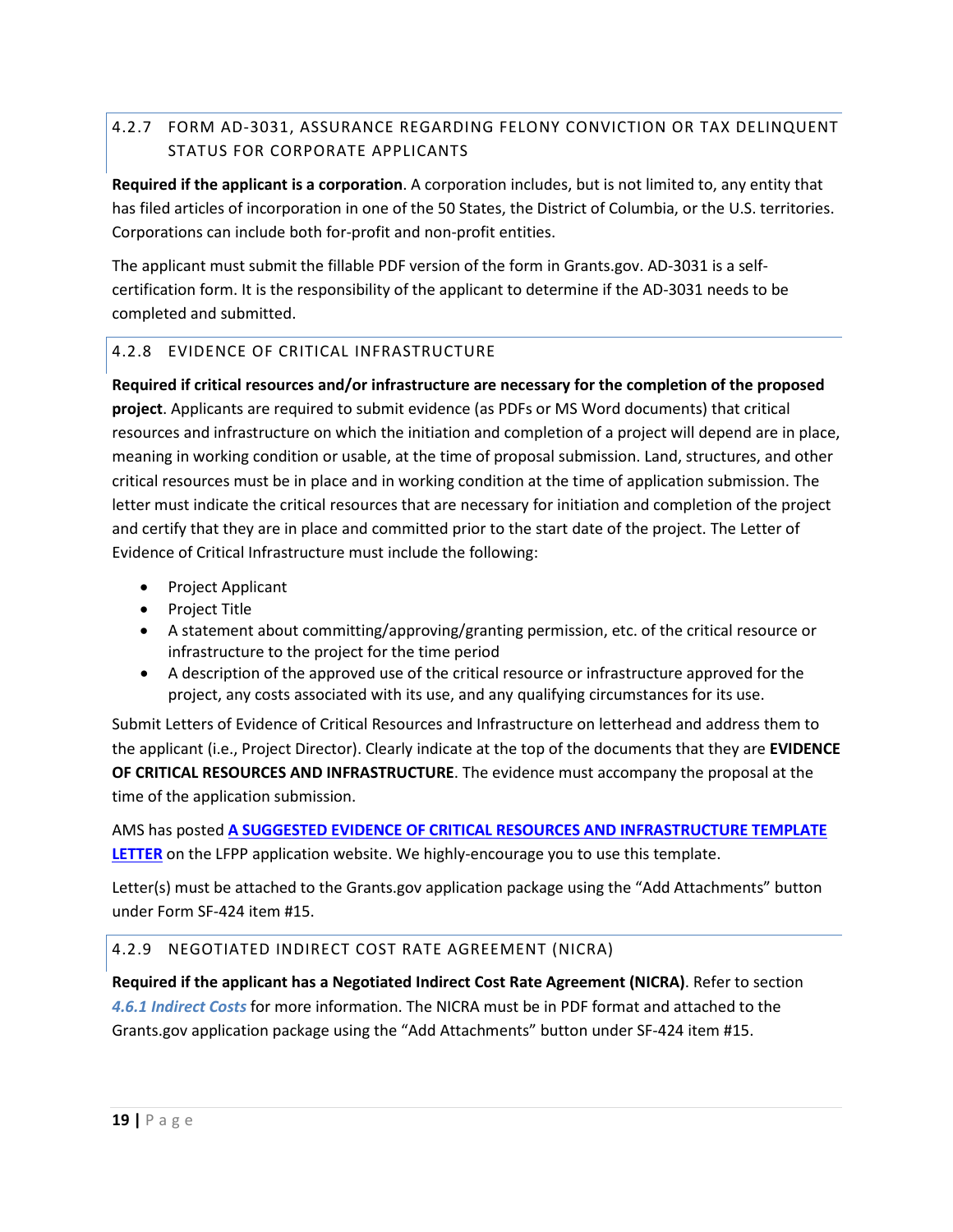### 4.2.7 FORM AD-3031, ASSURANCE REGARDING FELONY CONVICTION OR TAX DELINQUENT STATUS FOR CORPORATE APPLICANTS

**Required if the applicant is a corporation**. A corporation includes, but is not limited to, any entity that has filed articles of incorporation in one of the 50 States, the District of Columbia, or the U.S. territories. Corporations can include both for-profit and non-profit entities.

The applicant must submit the fillable PDF version of the form in Grants.gov. AD-3031 is a self-certification form. It is the responsibility of the applicant to determine if the AD-3031 needs to be completed and submitted.

### 4.2.8 EVIDENCE OF CRITICAL INFRASTRUCTURE

**Required if critical resources and/or infrastructure are necessary for the completion of the proposed project**. Applicants are required to submit evidence (as PDFs or MS Word documents) that critical resources and infrastructure on which the initiation and completion of a project will depend are in place, meaning in working condition or usable, at the time of proposal submission. Land, structures, and other critical resources must be in place and in working condition at the time of application submission. The letter must indicate the critical resources that are necessary for initiation and completion of the project and certify that they are in place and committed prior to the start date of the project. The Letter of Evidence of Critical Infrastructure must include the following:

- Project Applicant
- Project Title
- A statement about committing/approving/granting permission, etc. of the critical resource or infrastructure to the project for the time period
- A description of the approved use of the critical resource or infrastructure approved for the project, any costs associated with its use, and any qualifying circumstances for its use.

Submit Letters of Evidence of Critical Resources and Infrastructure on letterhead and address them to the applicant (i.e., Project Director). Clearly indicate at the top of the documents that they are **EVIDENCE OF CRITICAL RESOURCES AND INFRASTRUCTURE**. The evidence must accompany the proposal at the time of the application submission.

AMS has posted **A SUGGESTED EVIDENCE OF CRITICAL RESOURCES AND INFRASTRUCTURE TEMPLATE LETTER** on the LFPP application website. We highly-encourage you to use this template.

Letter(s) must be attached to the Grants.gov application package using the "Add Attachments" button under Form SF-424 item #15.

### 4.2.9 NEGOTIATED INDIRECT COST RATE AGREEMENT (NICRA)

**Required if the applicant has a Negotiated Indirect Cost Rate Agreement (NICRA)**. Refer to section ***4.6.1 Indirect Costs*** for more information. The NICRA must be in PDF format and attached to the Grants.gov application package using the "Add Attachments" button under SF-424 item #15.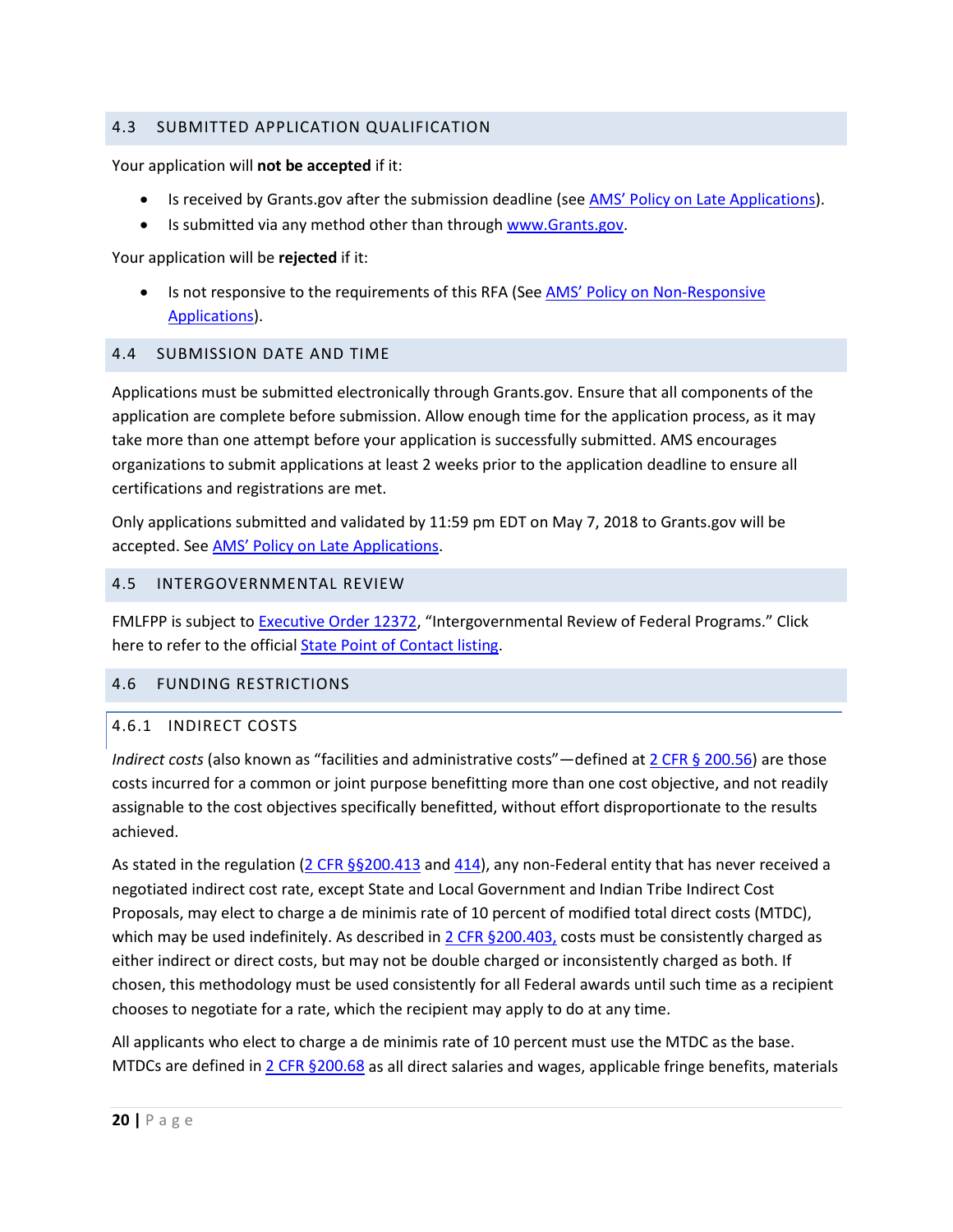## 4.3 SUBMITTED APPLICATION QUALIFICATION

Your application will **not be accepted** if it:

- Is received by Grants.gov after the submission deadline (see AMS' Policy on Late Applications).
- Is submitted via any method other than through www.Grants.gov.

Your application will be **rejected** if it:

- Is not responsive to the requirements of this RFA (See AMS' Policy on Non-Responsive Applications).

## 4.4 SUBMISSION DATE AND TIME

Applications must be submitted electronically through Grants.gov. Ensure that all components of the application are complete before submission. Allow enough time for the application process, as it may take more than one attempt before your application is successfully submitted. AMS encourages organizations to submit applications at least 2 weeks prior to the application deadline to ensure all certifications and registrations are met.

Only applications submitted and validated by 11:59 pm EDT on May 7, 2018 to Grants.gov will be accepted. See AMS' Policy on Late Applications.

## 4.5 INTERGOVERNMENTAL REVIEW

FMLFPP is subject to Executive Order 12372, "Intergovernmental Review of Federal Programs." Click here to refer to the official State Point of Contact listing.

## 4.6 FUNDING RESTRICTIONS

### 4.6.1 INDIRECT COSTS

*Indirect costs* (also known as "facilities and administrative costs"—defined at 2 CFR § 200.56) are those costs incurred for a common or joint purpose benefitting more than one cost objective, and not readily assignable to the cost objectives specifically benefitted, without effort disproportionate to the results achieved.

As stated in the regulation (2 CFR §§200.413 and 414), any non-Federal entity that has never received a negotiated indirect cost rate, except State and Local Government and Indian Tribe Indirect Cost Proposals, may elect to charge a de minimis rate of 10 percent of modified total direct costs (MTDC), which may be used indefinitely. As described in 2 CFR §200.403, costs must be consistently charged as either indirect or direct costs, but may not be double charged or inconsistently charged as both. If chosen, this methodology must be used consistently for all Federal awards until such time as a recipient chooses to negotiate for a rate, which the recipient may apply to do at any time.

All applicants who elect to charge a de minimis rate of 10 percent must use the MTDC as the base. MTDCs are defined in 2 CFR §200.68 as all direct salaries and wages, applicable fringe benefits, materials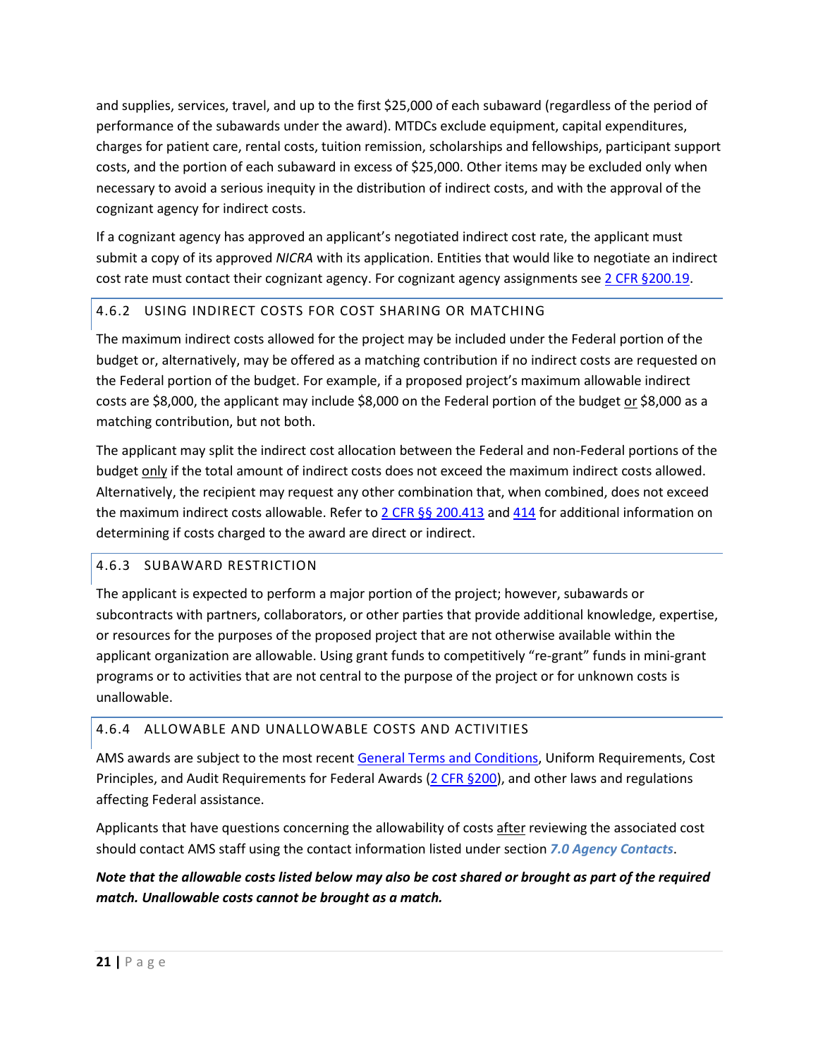and supplies, services, travel, and up to the first $25,000 of each subaward (regardless of the period of performance of the subawards under the award). MTDCs exclude equipment, capital expenditures, charges for patient care, rental costs, tuition remission, scholarships and fellowships, participant support costs, and the portion of each subaward in excess of $25,000. Other items may be excluded only when necessary to avoid a serious inequity in the distribution of indirect costs, and with the approval of the cognizant agency for indirect costs.

If a cognizant agency has approved an applicant's negotiated indirect cost rate, the applicant must submit a copy of its approved *NICRA* with its application. Entities that would like to negotiate an indirect cost rate must contact their cognizant agency. For cognizant agency assignments see [2 CFR §200.19](#).

### 4.6.2 USING INDIRECT COSTS FOR COST SHARING OR MATCHING

The maximum indirect costs allowed for the project may be included under the Federal portion of the budget or, alternatively, may be offered as a matching contribution if no indirect costs are requested on the Federal portion of the budget. For example, if a proposed project's maximum allowable indirect costs are $8,000, the applicant may include $8,000 on the Federal portion of the budget or $8,000 as a matching contribution, but not both.

The applicant may split the indirect cost allocation between the Federal and non-Federal portions of the budget only if the total amount of indirect costs does not exceed the maximum indirect costs allowed. Alternatively, the recipient may request any other combination that, when combined, does not exceed the maximum indirect costs allowable. Refer to [2 CFR §§ 200.413](#) and [414](#) for additional information on determining if costs charged to the award are direct or indirect.

### 4.6.3 SUBAWARD RESTRICTION

The applicant is expected to perform a major portion of the project; however, subawards or subcontracts with partners, collaborators, or other parties that provide additional knowledge, expertise, or resources for the purposes of the proposed project that are not otherwise available within the applicant organization are allowable. Using grant funds to competitively "re-grant" funds in mini-grant programs or to activities that are not central to the purpose of the project or for unknown costs is unallowable.

### 4.6.4 ALLOWABLE AND UNALLOWABLE COSTS AND ACTIVITIES

AMS awards are subject to the most recent [General Terms and Conditions](#), Uniform Requirements, Cost Principles, and Audit Requirements for Federal Awards ([2 CFR §200](#)), and other laws and regulations affecting Federal assistance.

Applicants that have questions concerning the allowability of costs after reviewing the associated cost should contact AMS staff using the contact information listed under section ***7.0 Agency Contacts***.

***Note that the allowable costs listed below may also be cost shared or brought as part of the required match. Unallowable costs cannot be brought as a match.***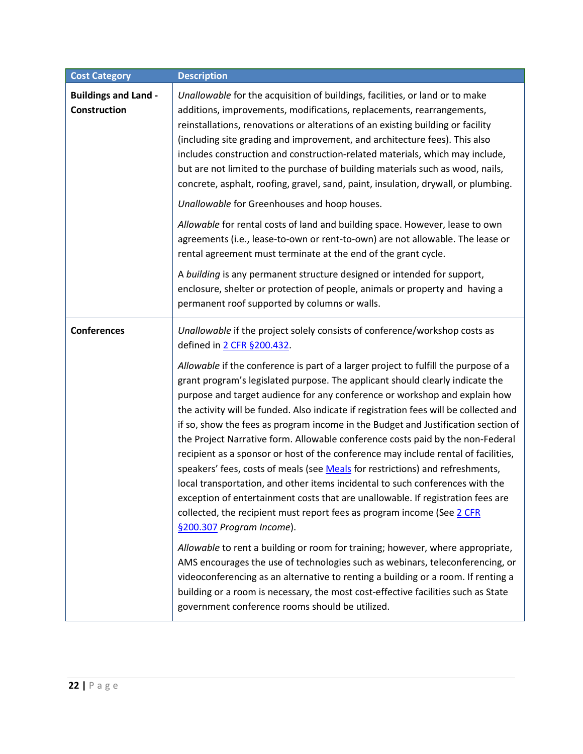| Cost Category | Description |
| --- | --- |
| **Buildings and Land - Construction** | *Unallowable* for the acquisition of buildings, facilities, or land or to make additions, improvements, modifications, replacements, rearrangements, reinstallations, renovations or alterations of an existing building or facility (including site grading and improvement, and architecture fees). This also includes construction and construction-related materials, which may include, but are not limited to the purchase of building materials such as wood, nails, concrete, asphalt, roofing, gravel, sand, paint, insulation, drywall, or plumbing.<br><br>*Unallowable* for Greenhouses and hoop houses.<br><br>*Allowable* for rental costs of land and building space. However, lease to own agreements (i.e., lease-to-own or rent-to-own) are not allowable. The lease or rental agreement must terminate at the end of the grant cycle.<br><br>A *building* is any permanent structure designed or intended for support, enclosure, shelter or protection of people, animals or property and having a permanent roof supported by columns or walls. |
| **Conferences** | *Unallowable* if the project solely consists of conference/workshop costs as defined in 2 CFR §200.432.<br><br>*Allowable* if the conference is part of a larger project to fulfill the purpose of a grant program's legislated purpose. The applicant should clearly indicate the purpose and target audience for any conference or workshop and explain how the activity will be funded. Also indicate if registration fees will be collected and if so, show the fees as program income in the Budget and Justification section of the Project Narrative form. Allowable conference costs paid by the non-Federal recipient as a sponsor or host of the conference may include rental of facilities, speakers' fees, costs of meals (see Meals for restrictions) and refreshments, local transportation, and other items incidental to such conferences with the exception of entertainment costs that are unallowable. If registration fees are collected, the recipient must report fees as program income (See 2 CFR §200.307 *Program Income*).<br><br>*Allowable* to rent a building or room for training; however, where appropriate, AMS encourages the use of technologies such as webinars, teleconferencing, or videoconferencing as an alternative to renting a building or a room. If renting a building or a room is necessary, the most cost-effective facilities such as State government conference rooms should be utilized. |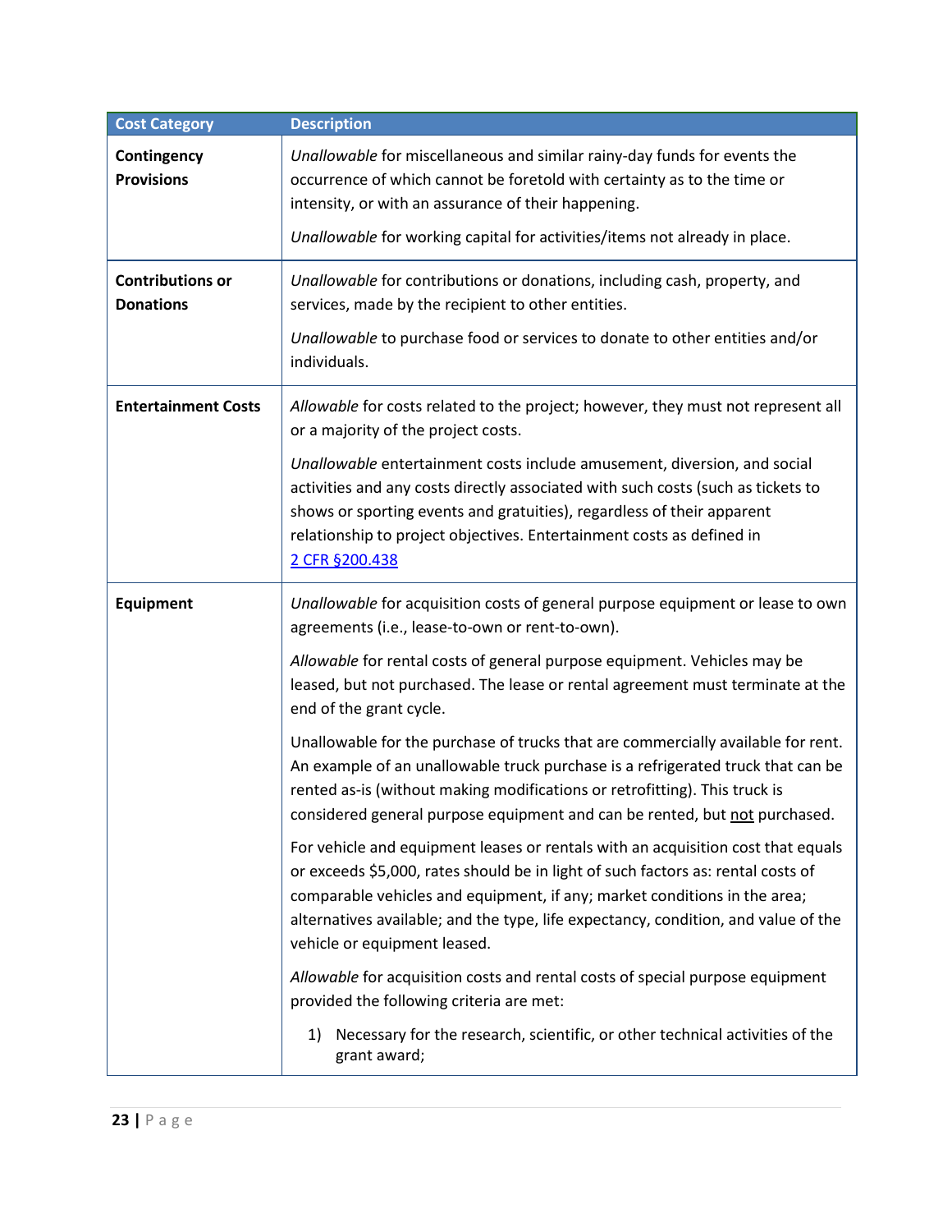| Cost Category | Description |
|---|---|
| **Contingency Provisions** | *Unallowable* for miscellaneous and similar rainy-day funds for events the occurrence of which cannot be foretold with certainty as to the time or intensity, or with an assurance of their happening.<br><br>*Unallowable* for working capital for activities/items not already in place. |
| **Contributions or Donations** | *Unallowable* for contributions or donations, including cash, property, and services, made by the recipient to other entities.<br><br>*Unallowable* to purchase food or services to donate to other entities and/or individuals. |
| **Entertainment Costs** | *Allowable* for costs related to the project; however, they must not represent all or a majority of the project costs.<br><br>*Unallowable* entertainment costs include amusement, diversion, and social activities and any costs directly associated with such costs (such as tickets to shows or sporting events and gratuities), regardless of their apparent relationship to project objectives. Entertainment costs as defined in [2 CFR §200.438]() |
| **Equipment** | *Unallowable* for acquisition costs of general purpose equipment or lease to own agreements (i.e., lease-to-own or rent-to-own).<br><br>*Allowable* for rental costs of general purpose equipment. Vehicles may be leased, but not purchased. The lease or rental agreement must terminate at the end of the grant cycle.<br><br>Unallowable for the purchase of trucks that are commercially available for rent. An example of an unallowable truck purchase is a refrigerated truck that can be rented as-is (without making modifications or retrofitting). This truck is considered general purpose equipment and can be rented, but <u>not</u> purchased.<br><br>For vehicle and equipment leases or rentals with an acquisition cost that equals or exceeds $5,000, rates should be in light of such factors as: rental costs of comparable vehicles and equipment, if any; market conditions in the area; alternatives available; and the type, life expectancy, condition, and value of the vehicle or equipment leased.<br><br>*Allowable* for acquisition costs and rental costs of special purpose equipment provided the following criteria are met:<br><br>1) Necessary for the research, scientific, or other technical activities of the grant award; |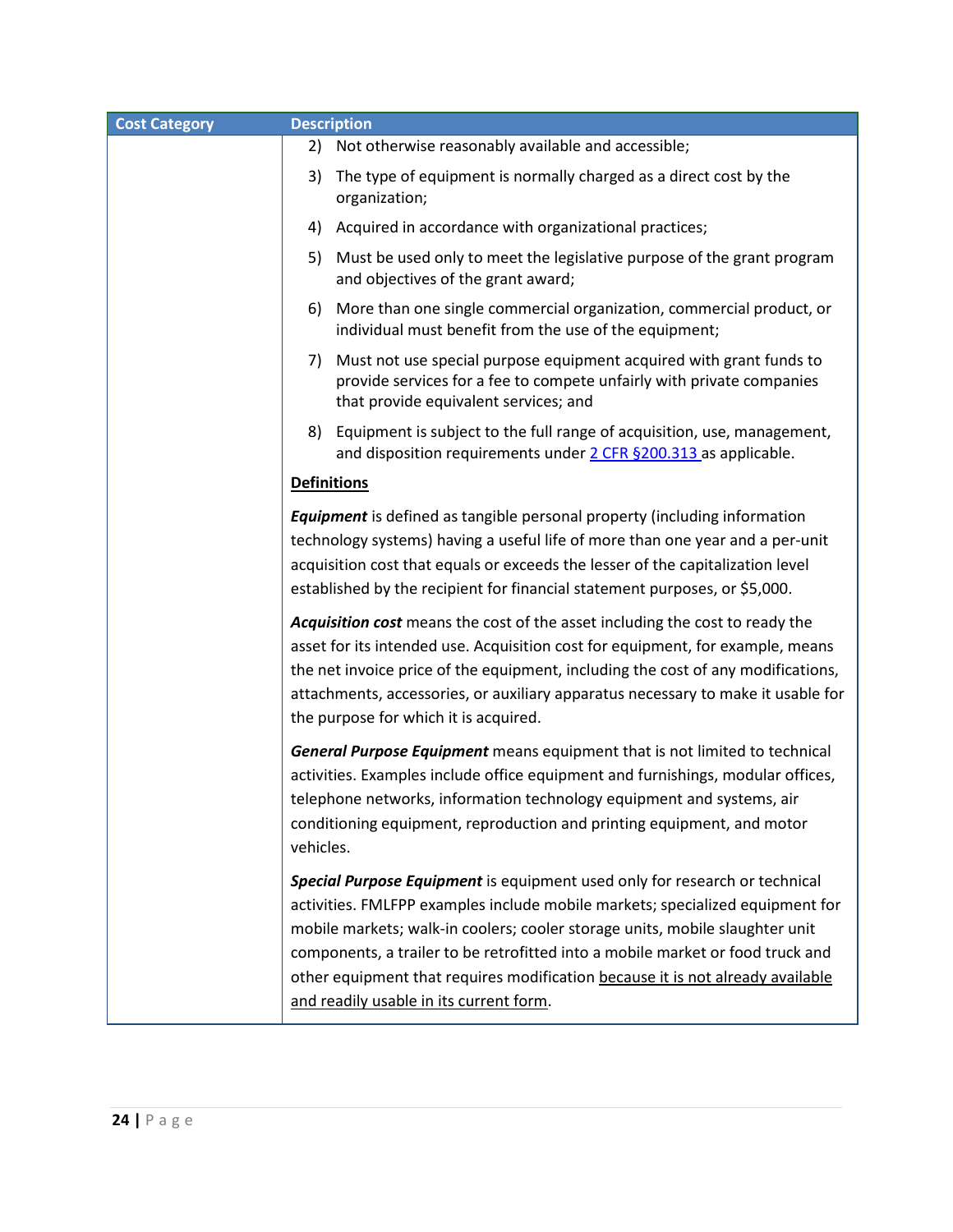| Cost Category | Description |
| --- | --- |
| | 2) Not otherwise reasonably available and accessible;<br><br>3) The type of equipment is normally charged as a direct cost by the organization;<br><br>4) Acquired in accordance with organizational practices;<br><br>5) Must be used only to meet the legislative purpose of the grant program and objectives of the grant award;<br><br>6) More than one single commercial organization, commercial product, or individual must benefit from the use of the equipment;<br><br>7) Must not use special purpose equipment acquired with grant funds to provide services for a fee to compete unfairly with private companies that provide equivalent services; and<br><br>8) Equipment is subject to the full range of acquisition, use, management, and disposition requirements under [2 CFR §200.313](#) as applicable.<br><br>**Definitions**<br><br>***Equipment*** is defined as tangible personal property (including information technology systems) having a useful life of more than one year and a per-unit acquisition cost that equals or exceeds the lesser of the capitalization level established by the recipient for financial statement purposes, or $5,000.<br><br>***Acquisition cost*** means the cost of the asset including the cost to ready the asset for its intended use. Acquisition cost for equipment, for example, means the net invoice price of the equipment, including the cost of any modifications, attachments, accessories, or auxiliary apparatus necessary to make it usable for the purpose for which it is acquired.<br><br>***General Purpose Equipment*** means equipment that is not limited to technical activities. Examples include office equipment and furnishings, modular offices, telephone networks, information technology equipment and systems, air conditioning equipment, reproduction and printing equipment, and motor vehicles.<br><br>***Special Purpose Equipment*** is equipment used only for research or technical activities. FMLFPP examples include mobile markets; specialized equipment for mobile markets; walk-in coolers; cooler storage units, mobile slaughter unit components, a trailer to be retrofitted into a mobile market or food truck and other equipment that requires modification <u>because it is not already available and readily usable in its current form</u>. |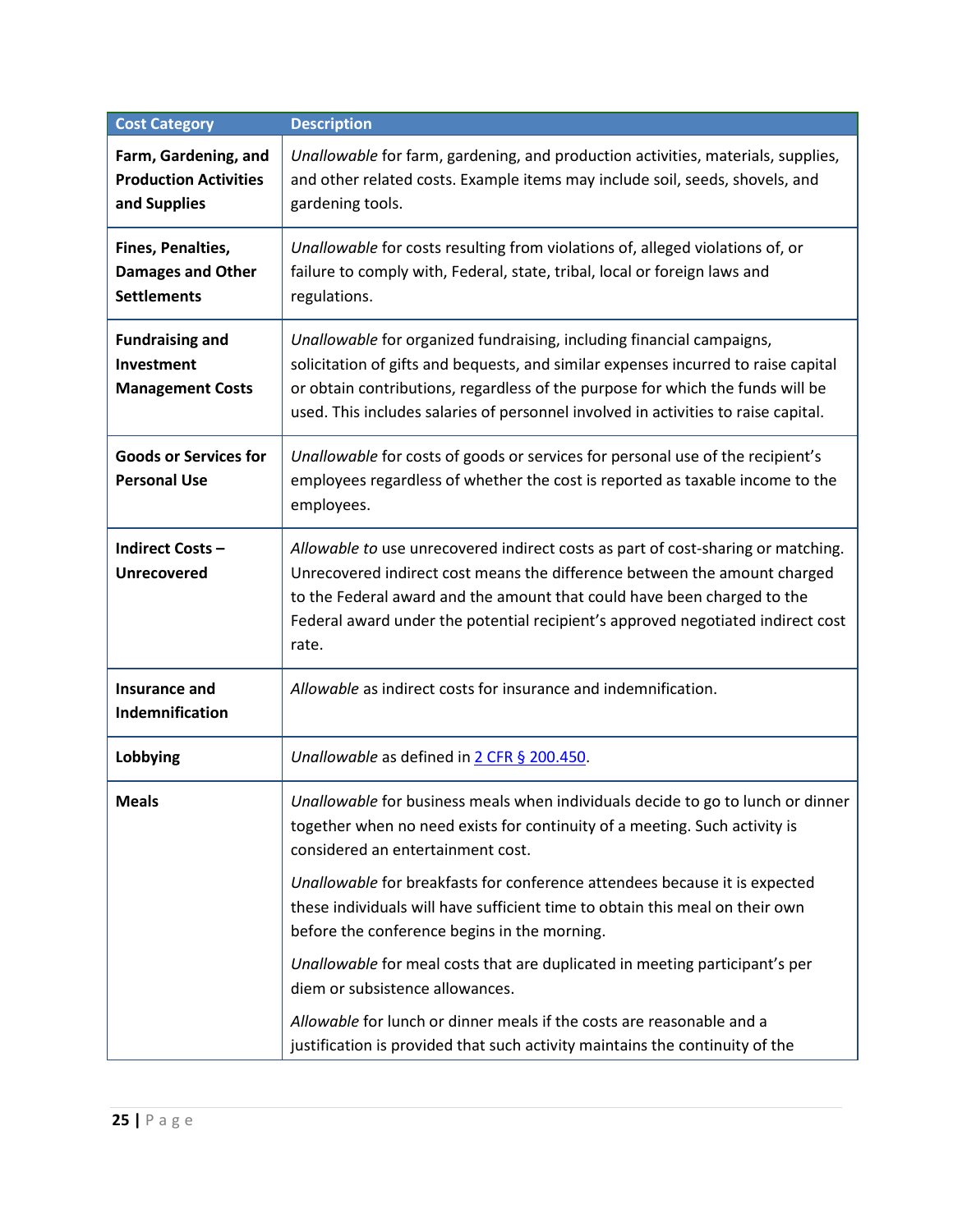| Cost Category | Description |
| --- | --- |
| **Farm, Gardening, and Production Activities and Supplies** | *Unallowable* for farm, gardening, and production activities, materials, supplies, and other related costs. Example items may include soil, seeds, shovels, and gardening tools. |
| **Fines, Penalties, Damages and Other Settlements** | *Unallowable* for costs resulting from violations of, alleged violations of, or failure to comply with, Federal, state, tribal, local or foreign laws and regulations. |
| **Fundraising and Investment Management Costs** | *Unallowable* for organized fundraising, including financial campaigns, solicitation of gifts and bequests, and similar expenses incurred to raise capital or obtain contributions, regardless of the purpose for which the funds will be used. This includes salaries of personnel involved in activities to raise capital. |
| **Goods or Services for Personal Use** | *Unallowable* for costs of goods or services for personal use of the recipient's employees regardless of whether the cost is reported as taxable income to the employees. |
| **Indirect Costs – Unrecovered** | *Allowable to* use unrecovered indirect costs as part of cost-sharing or matching. Unrecovered indirect cost means the difference between the amount charged to the Federal award and the amount that could have been charged to the Federal award under the potential recipient's approved negotiated indirect cost rate. |
| **Insurance and Indemnification** | *Allowable* as indirect costs for insurance and indemnification. |
| **Lobbying** | *Unallowable* as defined in [2 CFR § 200.450](). |
| **Meals** | *Unallowable* for business meals when individuals decide to go to lunch or dinner together when no need exists for continuity of a meeting. Such activity is considered an entertainment cost.<br><br>*Unallowable* for breakfasts for conference attendees because it is expected these individuals will have sufficient time to obtain this meal on their own before the conference begins in the morning.<br><br>*Unallowable* for meal costs that are duplicated in meeting participant's per diem or subsistence allowances.<br><br>*Allowable* for lunch or dinner meals if the costs are reasonable and a justification is provided that such activity maintains the continuity of the |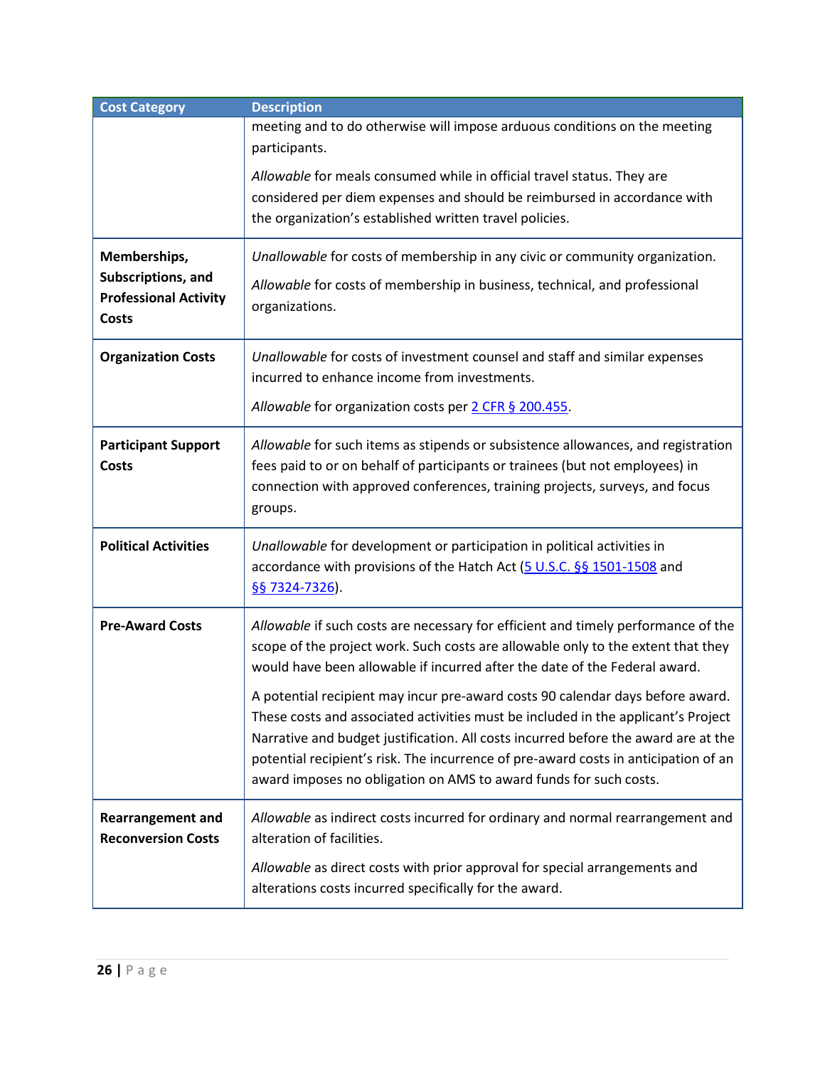| Cost Category | Description |
|---|---|
| | meeting and to do otherwise will impose arduous conditions on the meeting participants.<br><br>*Allowable* for meals consumed while in official travel status. They are considered per diem expenses and should be reimbursed in accordance with the organization's established written travel policies. |
| **Memberships, Subscriptions, and Professional Activity Costs** | *Unallowable* for costs of membership in any civic or community organization.<br><br>*Allowable* for costs of membership in business, technical, and professional organizations. |
| **Organization Costs** | *Unallowable* for costs of investment counsel and staff and similar expenses incurred to enhance income from investments.<br><br>*Allowable* for organization costs per 2 CFR § 200.455. |
| **Participant Support Costs** | *Allowable* for such items as stipends or subsistence allowances, and registration fees paid to or on behalf of participants or trainees (but not employees) in connection with approved conferences, training projects, surveys, and focus groups. |
| **Political Activities** | *Unallowable* for development or participation in political activities in accordance with provisions of the Hatch Act (5 U.S.C. §§ 1501-1508 and §§ 7324-7326). |
| **Pre-Award Costs** | *Allowable* if such costs are necessary for efficient and timely performance of the scope of the project work. Such costs are allowable only to the extent that they would have been allowable if incurred after the date of the Federal award.<br><br>A potential recipient may incur pre-award costs 90 calendar days before award. These costs and associated activities must be included in the applicant's Project Narrative and budget justification. All costs incurred before the award are at the potential recipient's risk. The incurrence of pre-award costs in anticipation of an award imposes no obligation on AMS to award funds for such costs. |
| **Rearrangement and Reconversion Costs** | *Allowable* as indirect costs incurred for ordinary and normal rearrangement and alteration of facilities.<br><br>*Allowable* as direct costs with prior approval for special arrangements and alterations costs incurred specifically for the award. |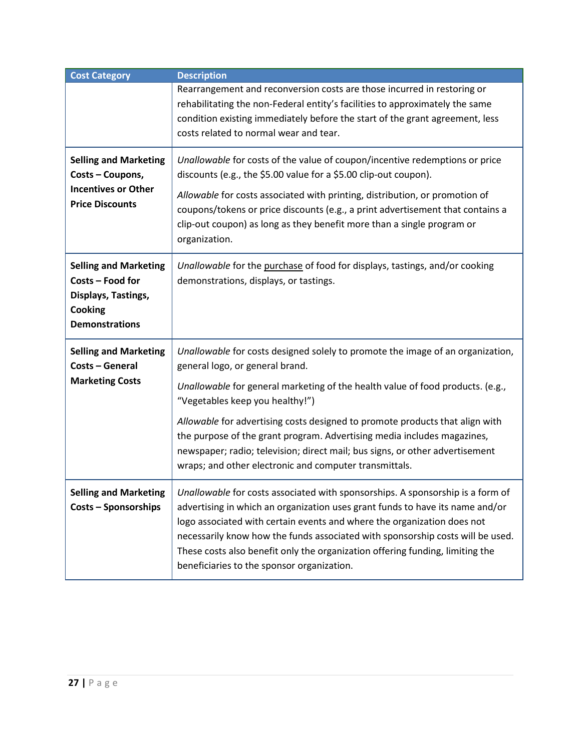| Cost Category | Description |
|---|---|
| | Rearrangement and reconversion costs are those incurred in restoring or rehabilitating the non-Federal entity's facilities to approximately the same condition existing immediately before the start of the grant agreement, less costs related to normal wear and tear. |
| **Selling and Marketing Costs – Coupons, Incentives or Other Price Discounts** | *Unallowable* for costs of the value of coupon/incentive redemptions or price discounts (e.g., the $5.00 value for a $5.00 clip-out coupon).<br><br>*Allowable* for costs associated with printing, distribution, or promotion of coupons/tokens or price discounts (e.g., a print advertisement that contains a clip-out coupon) as long as they benefit more than a single program or organization. |
| **Selling and Marketing Costs – Food for Displays, Tastings, Cooking Demonstrations** | *Unallowable* for the purchase of food for displays, tastings, and/or cooking demonstrations, displays, or tastings. |
| **Selling and Marketing Costs – General Marketing Costs** | *Unallowable* for costs designed solely to promote the image of an organization, general logo, or general brand.<br><br>*Unallowable* for general marketing of the health value of food products. (e.g., "Vegetables keep you healthy!")<br><br>*Allowable* for advertising costs designed to promote products that align with the purpose of the grant program. Advertising media includes magazines, newspaper; radio; television; direct mail; bus signs, or other advertisement wraps; and other electronic and computer transmittals. |
| **Selling and Marketing Costs – Sponsorships** | *Unallowable* for costs associated with sponsorships. A sponsorship is a form of advertising in which an organization uses grant funds to have its name and/or logo associated with certain events and where the organization does not necessarily know how the funds associated with sponsorship costs will be used. These costs also benefit only the organization offering funding, limiting the beneficiaries to the sponsor organization. |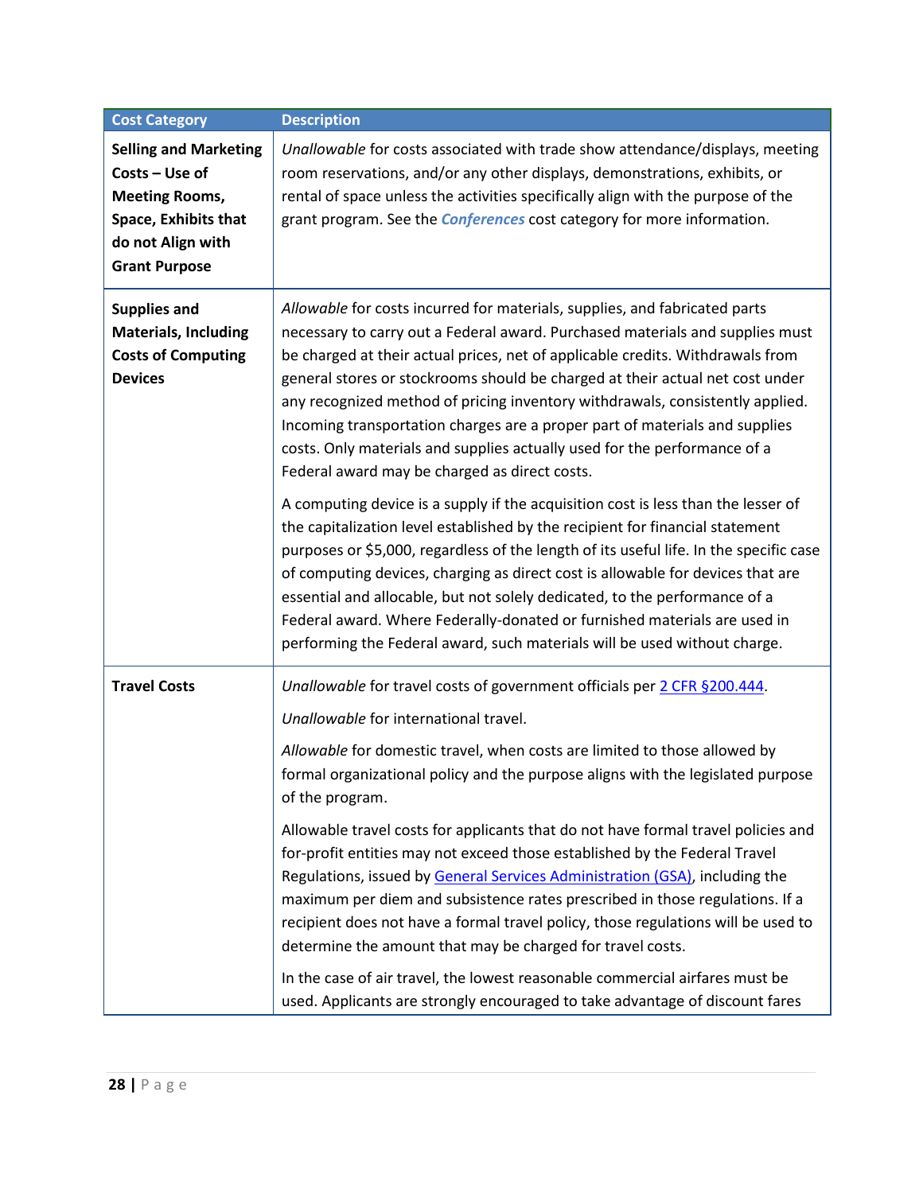| Cost Category | Description |
|---|---|
| **Selling and Marketing Costs – Use of Meeting Rooms, Space, Exhibits that do not Align with Grant Purpose** | *Unallowable* for costs associated with trade show attendance/displays, meeting room reservations, and/or any other displays, demonstrations, exhibits, or rental of space unless the activities specifically align with the purpose of the grant program. See the ***Conferences*** cost category for more information. |
| **Supplies and Materials, Including Costs of Computing Devices** | *Allowable* for costs incurred for materials, supplies, and fabricated parts necessary to carry out a Federal award. Purchased materials and supplies must be charged at their actual prices, net of applicable credits. Withdrawals from general stores or stockrooms should be charged at their actual net cost under any recognized method of pricing inventory withdrawals, consistently applied. Incoming transportation charges are a proper part of materials and supplies costs. Only materials and supplies actually used for the performance of a Federal award may be charged as direct costs.<br><br>A computing device is a supply if the acquisition cost is less than the lesser of the capitalization level established by the recipient for financial statement purposes or $5,000, regardless of the length of its useful life. In the specific case of computing devices, charging as direct cost is allowable for devices that are essential and allocable, but not solely dedicated, to the performance of a Federal award. Where Federally-donated or furnished materials are used in performing the Federal award, such materials will be used without charge. |
| **Travel Costs** | *Unallowable* for travel costs of government officials per 2 CFR §200.444.<br><br>*Unallowable* for international travel.<br><br>*Allowable* for domestic travel, when costs are limited to those allowed by formal organizational policy and the purpose aligns with the legislated purpose of the program.<br><br>Allowable travel costs for applicants that do not have formal travel policies and for-profit entities may not exceed those established by the Federal Travel Regulations, issued by General Services Administration (GSA), including the maximum per diem and subsistence rates prescribed in those regulations. If a recipient does not have a formal travel policy, those regulations will be used to determine the amount that may be charged for travel costs.<br><br>In the case of air travel, the lowest reasonable commercial airfares must be used. Applicants are strongly encouraged to take advantage of discount fares |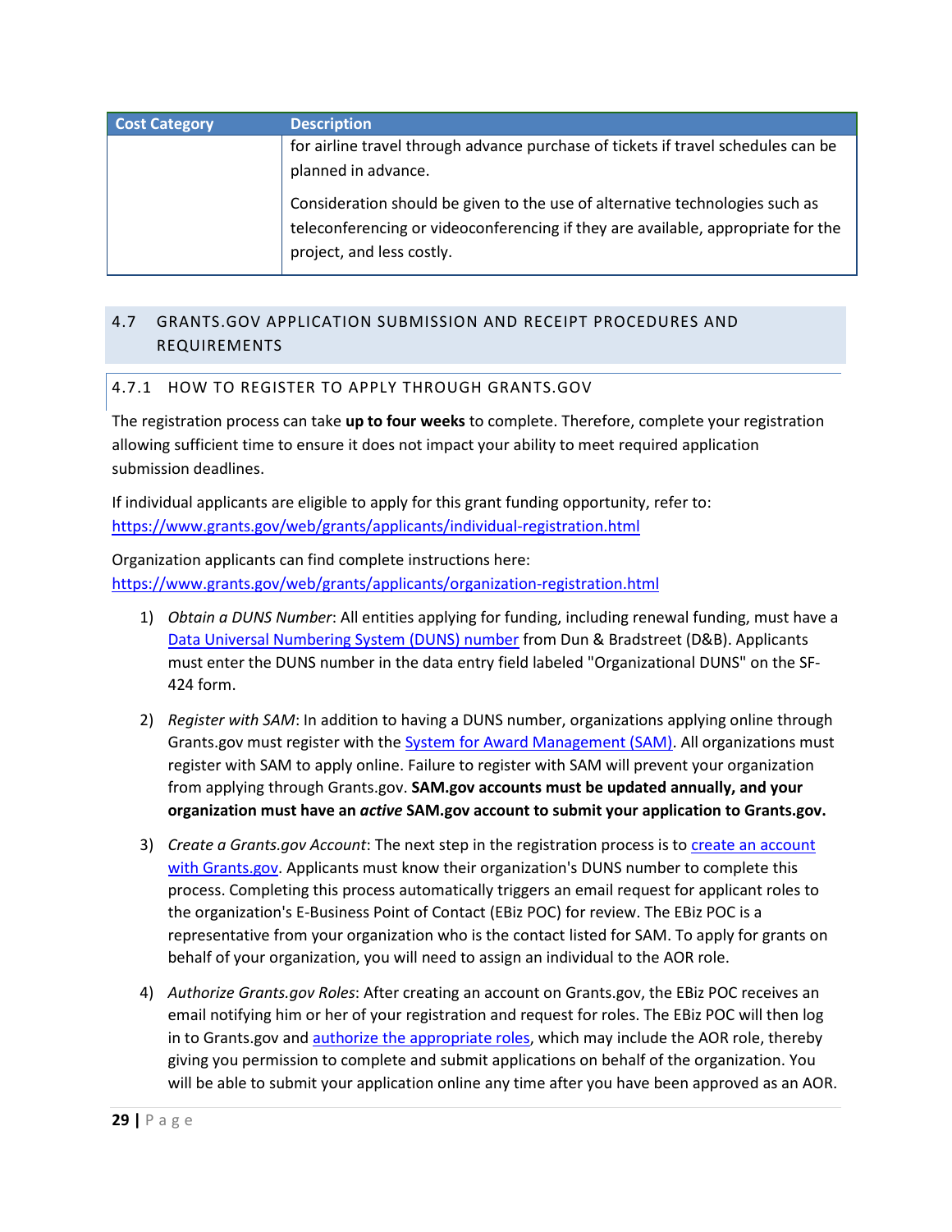| Cost Category | Description |
|---|---|
| | for airline travel through advance purchase of tickets if travel schedules can be planned in advance.<br><br>Consideration should be given to the use of alternative technologies such as teleconferencing or videoconferencing if they are available, appropriate for the project, and less costly. |

## 4.7 GRANTS.GOV APPLICATION SUBMISSION AND RECEIPT PROCEDURES AND REQUIREMENTS

### 4.7.1 HOW TO REGISTER TO APPLY THROUGH GRANTS.GOV

The registration process can take **up to four weeks** to complete. Therefore, complete your registration allowing sufficient time to ensure it does not impact your ability to meet required application submission deadlines.

If individual applicants are eligible to apply for this grant funding opportunity, refer to: https://www.grants.gov/web/grants/applicants/individual-registration.html

Organization applicants can find complete instructions here: https://www.grants.gov/web/grants/applicants/organization-registration.html

1) *Obtain a DUNS Number*: All entities applying for funding, including renewal funding, must have a Data Universal Numbering System (DUNS) number from Dun & Bradstreet (D&B). Applicants must enter the DUNS number in the data entry field labeled "Organizational DUNS" on the SF-424 form.

2) *Register with SAM*: In addition to having a DUNS number, organizations applying online through Grants.gov must register with the System for Award Management (SAM). All organizations must register with SAM to apply online. Failure to register with SAM will prevent your organization from applying through Grants.gov. **SAM.gov accounts must be updated annually, and your organization must have an *active* SAM.gov account to submit your application to Grants.gov.**

3) *Create a Grants.gov Account*: The next step in the registration process is to create an account with Grants.gov. Applicants must know their organization's DUNS number to complete this process. Completing this process automatically triggers an email request for applicant roles to the organization's E-Business Point of Contact (EBiz POC) for review. The EBiz POC is a representative from your organization who is the contact listed for SAM. To apply for grants on behalf of your organization, you will need to assign an individual to the AOR role.

4) *Authorize Grants.gov Roles*: After creating an account on Grants.gov, the EBiz POC receives an email notifying him or her of your registration and request for roles. The EBiz POC will then log in to Grants.gov and authorize the appropriate roles, which may include the AOR role, thereby giving you permission to complete and submit applications on behalf of the organization. You will be able to submit your application online any time after you have been approved as an AOR.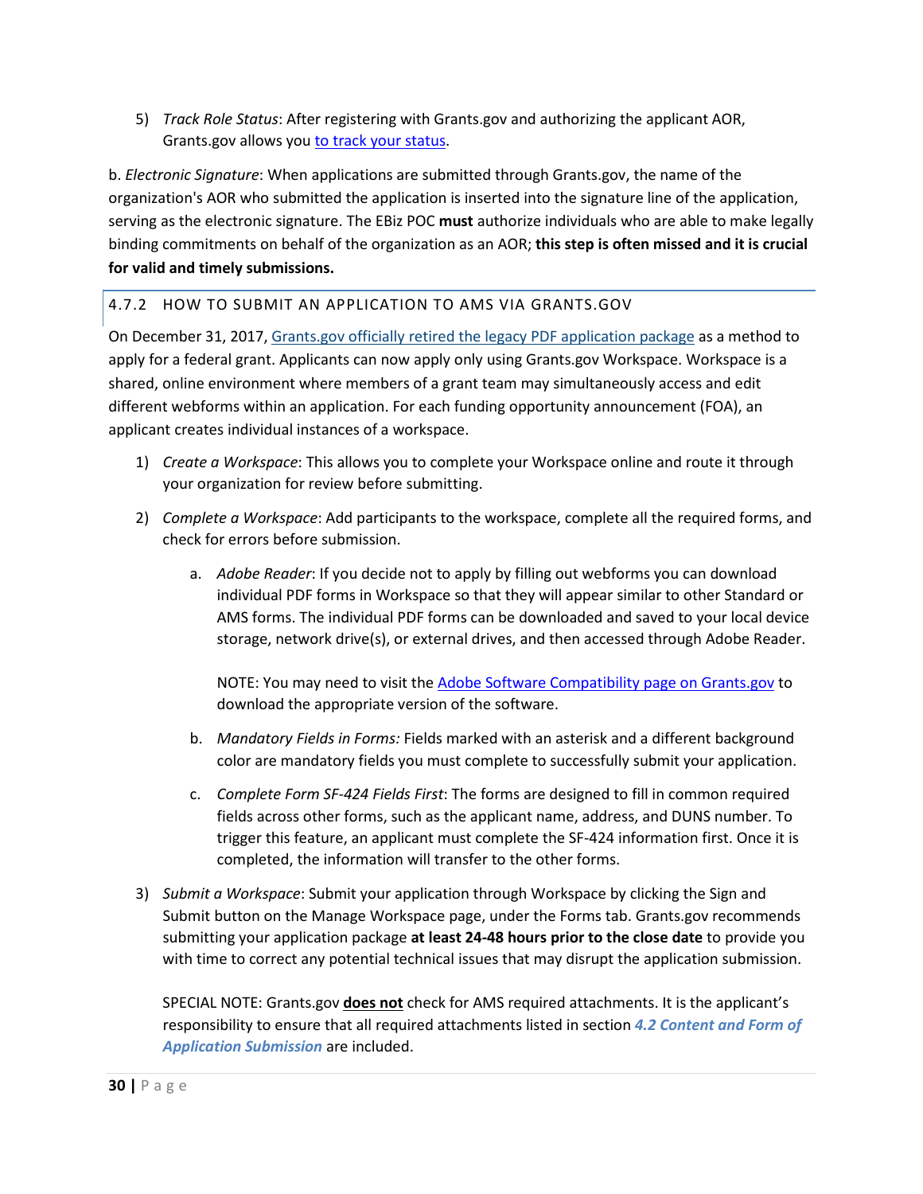5) *Track Role Status*: After registering with Grants.gov and authorizing the applicant AOR, Grants.gov allows you to track your status.

b. *Electronic Signature*: When applications are submitted through Grants.gov, the name of the organization's AOR who submitted the application is inserted into the signature line of the application, serving as the electronic signature. The EBiz POC **must** authorize individuals who are able to make legally binding commitments on behalf of the organization as an AOR; **this step is often missed and it is crucial for valid and timely submissions.**

### 4.7.2 HOW TO SUBMIT AN APPLICATION TO AMS VIA GRANTS.GOV

On December 31, 2017, Grants.gov officially retired the legacy PDF application package as a method to apply for a federal grant. Applicants can now apply only using Grants.gov Workspace. Workspace is a shared, online environment where members of a grant team may simultaneously access and edit different webforms within an application. For each funding opportunity announcement (FOA), an applicant creates individual instances of a workspace.

1) *Create a Workspace*: This allows you to complete your Workspace online and route it through your organization for review before submitting.

2) *Complete a Workspace*: Add participants to the workspace, complete all the required forms, and check for errors before submission.

    a. *Adobe Reader*: If you decide not to apply by filling out webforms you can download individual PDF forms in Workspace so that they will appear similar to other Standard or AMS forms. The individual PDF forms can be downloaded and saved to your local device storage, network drive(s), or external drives, and then accessed through Adobe Reader.

       NOTE: You may need to visit the Adobe Software Compatibility page on Grants.gov to download the appropriate version of the software.

    b. *Mandatory Fields in Forms:* Fields marked with an asterisk and a different background color are mandatory fields you must complete to successfully submit your application.

    c. *Complete Form SF-424 Fields First*: The forms are designed to fill in common required fields across other forms, such as the applicant name, address, and DUNS number. To trigger this feature, an applicant must complete the SF-424 information first. Once it is completed, the information will transfer to the other forms.

3) *Submit a Workspace*: Submit your application through Workspace by clicking the Sign and Submit button on the Manage Workspace page, under the Forms tab. Grants.gov recommends submitting your application package **at least 24-48 hours prior to the close date** to provide you with time to correct any potential technical issues that may disrupt the application submission.

   SPECIAL NOTE: Grants.gov **does not** check for AMS required attachments. It is the applicant's responsibility to ensure that all required attachments listed in section ***4.2 Content and Form of Application Submission*** are included.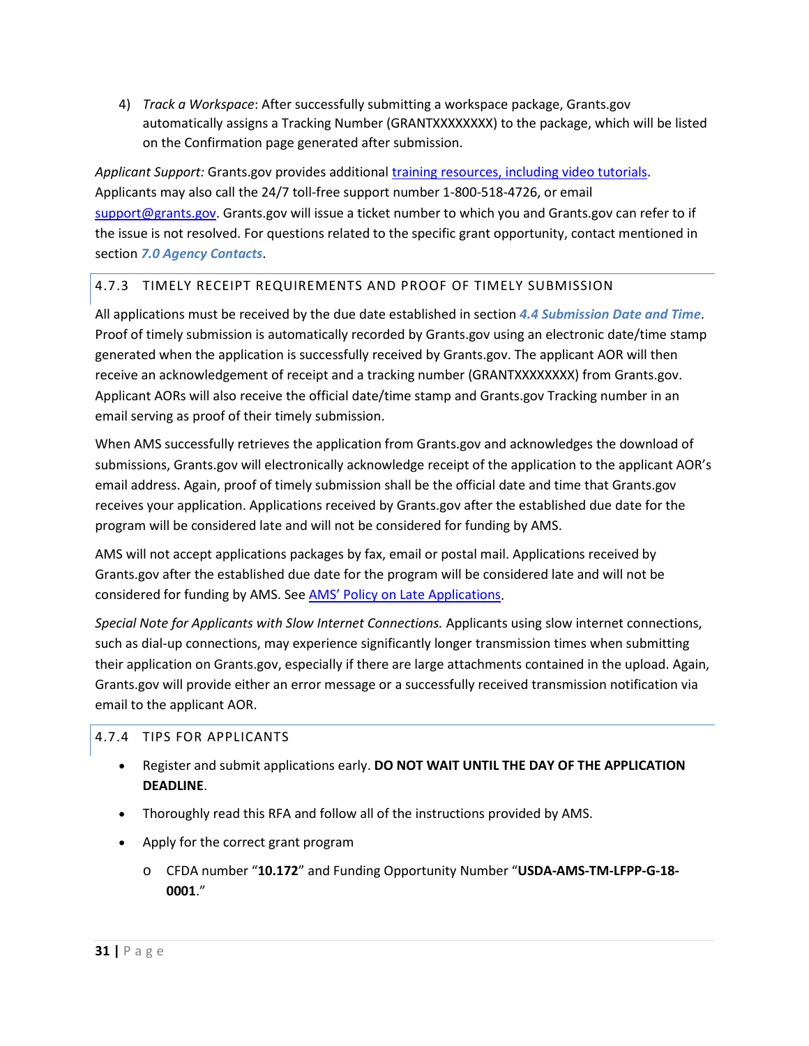4) *Track a Workspace*: After successfully submitting a workspace package, Grants.gov automatically assigns a Tracking Number (GRANTXXXXXXXX) to the package, which will be listed on the Confirmation page generated after submission.

*Applicant Support:* Grants.gov provides additional training resources, including video tutorials. Applicants may also call the 24/7 toll-free support number 1-800-518-4726, or email support@grants.gov. Grants.gov will issue a ticket number to which you and Grants.gov can refer to if the issue is not resolved. For questions related to the specific grant opportunity, contact mentioned in section ***7.0 Agency Contacts***.

### 4.7.3 TIMELY RECEIPT REQUIREMENTS AND PROOF OF TIMELY SUBMISSION

All applications must be received by the due date established in section ***4.4 Submission Date and Time***. Proof of timely submission is automatically recorded by Grants.gov using an electronic date/time stamp generated when the application is successfully received by Grants.gov. The applicant AOR will then receive an acknowledgement of receipt and a tracking number (GRANTXXXXXXXX) from Grants.gov. Applicant AORs will also receive the official date/time stamp and Grants.gov Tracking number in an email serving as proof of their timely submission.

When AMS successfully retrieves the application from Grants.gov and acknowledges the download of submissions, Grants.gov will electronically acknowledge receipt of the application to the applicant AOR's email address. Again, proof of timely submission shall be the official date and time that Grants.gov receives your application. Applications received by Grants.gov after the established due date for the program will be considered late and will not be considered for funding by AMS.

AMS will not accept applications packages by fax, email or postal mail. Applications received by Grants.gov after the established due date for the program will be considered late and will not be considered for funding by AMS. See AMS' Policy on Late Applications.

*Special Note for Applicants with Slow Internet Connections.* Applicants using slow internet connections, such as dial-up connections, may experience significantly longer transmission times when submitting their application on Grants.gov, especially if there are large attachments contained in the upload. Again, Grants.gov will provide either an error message or a successfully received transmission notification via email to the applicant AOR.

### 4.7.4 TIPS FOR APPLICANTS

- Register and submit applications early. **DO NOT WAIT UNTIL THE DAY OF THE APPLICATION DEADLINE**.
- Thoroughly read this RFA and follow all of the instructions provided by AMS.
- Apply for the correct grant program
    - CFDA number "**10.172**" and Funding Opportunity Number "**USDA-AMS-TM-LFPP-G-18-0001**."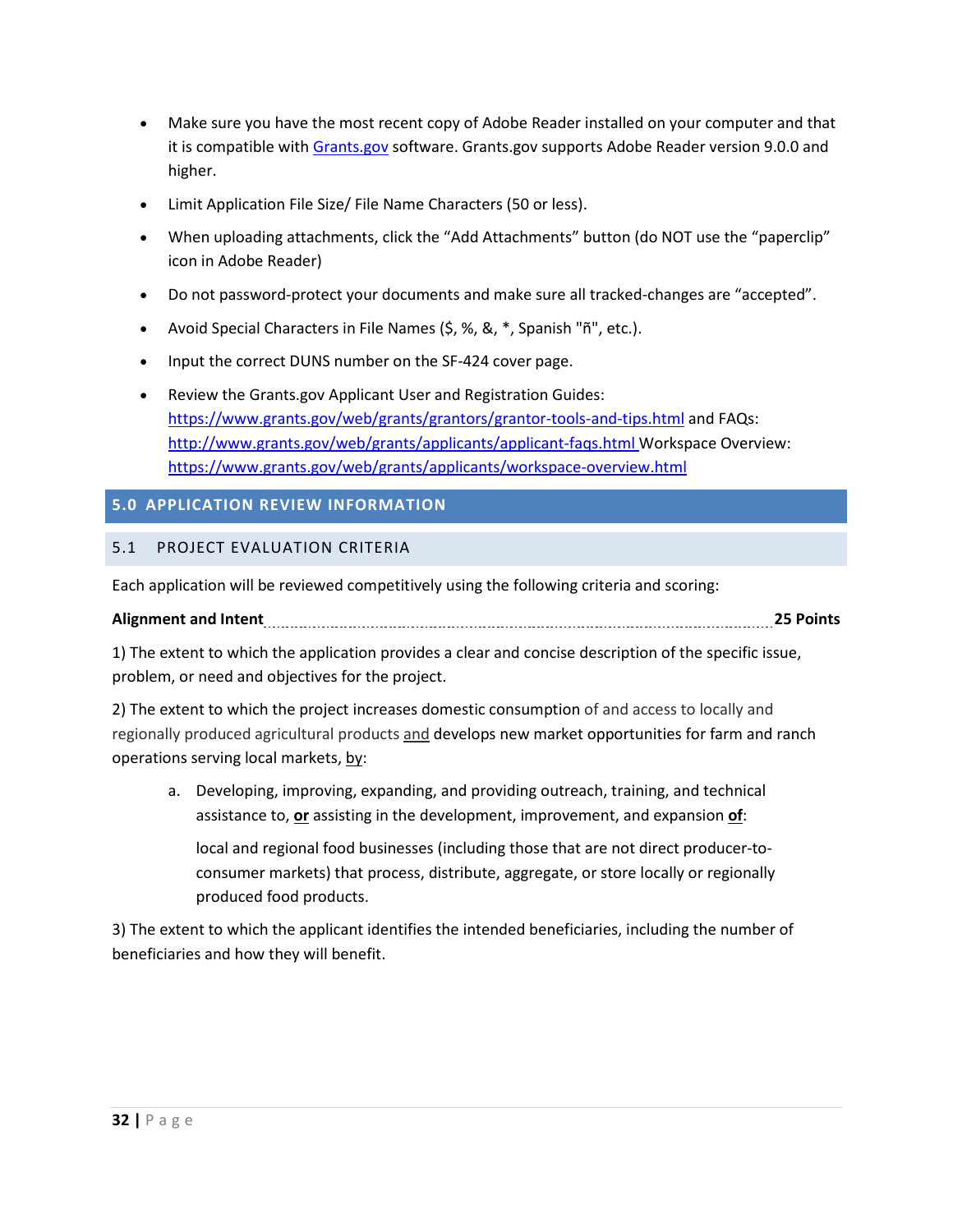- Make sure you have the most recent copy of Adobe Reader installed on your computer and that it is compatible with [Grants.gov](https://www.grants.gov) software. Grants.gov supports Adobe Reader version 9.0.0 and higher.
- Limit Application File Size/ File Name Characters (50 or less).
- When uploading attachments, click the "Add Attachments" button (do NOT use the "paperclip" icon in Adobe Reader)
- Do not password-protect your documents and make sure all tracked-changes are "accepted".
- Avoid Special Characters in File Names ($, %, &, *, Spanish "ñ", etc.).
- Input the correct DUNS number on the SF-424 cover page.
- Review the Grants.gov Applicant User and Registration Guides: https://www.grants.gov/web/grants/grantors/grantor-tools-and-tips.html and FAQs: http://www.grants.gov/web/grants/applicants/applicant-faqs.html Workspace Overview: https://www.grants.gov/web/grants/applicants/workspace-overview.html

# 5.0 APPLICATION REVIEW INFORMATION

## 5.1 PROJECT EVALUATION CRITERIA

Each application will be reviewed competitively using the following criteria and scoring:

**Alignment and Intent** ........................................ **25 Points**

1) The extent to which the application provides a clear and concise description of the specific issue, problem, or need and objectives for the project.

2) The extent to which the project increases domestic consumption of and access to locally and regionally produced agricultural products <u>and</u> develops new market opportunities for farm and ranch operations serving local markets, <u>by</u>:

   a. Developing, improving, expanding, and providing outreach, training, and technical assistance to, <u>**or**</u> assisting in the development, improvement, and expansion <u>**of**</u>:

      local and regional food businesses (including those that are not direct producer-to-consumer markets) that process, distribute, aggregate, or store locally or regionally produced food products.

3) The extent to which the applicant identifies the intended beneficiaries, including the number of beneficiaries and how they will benefit.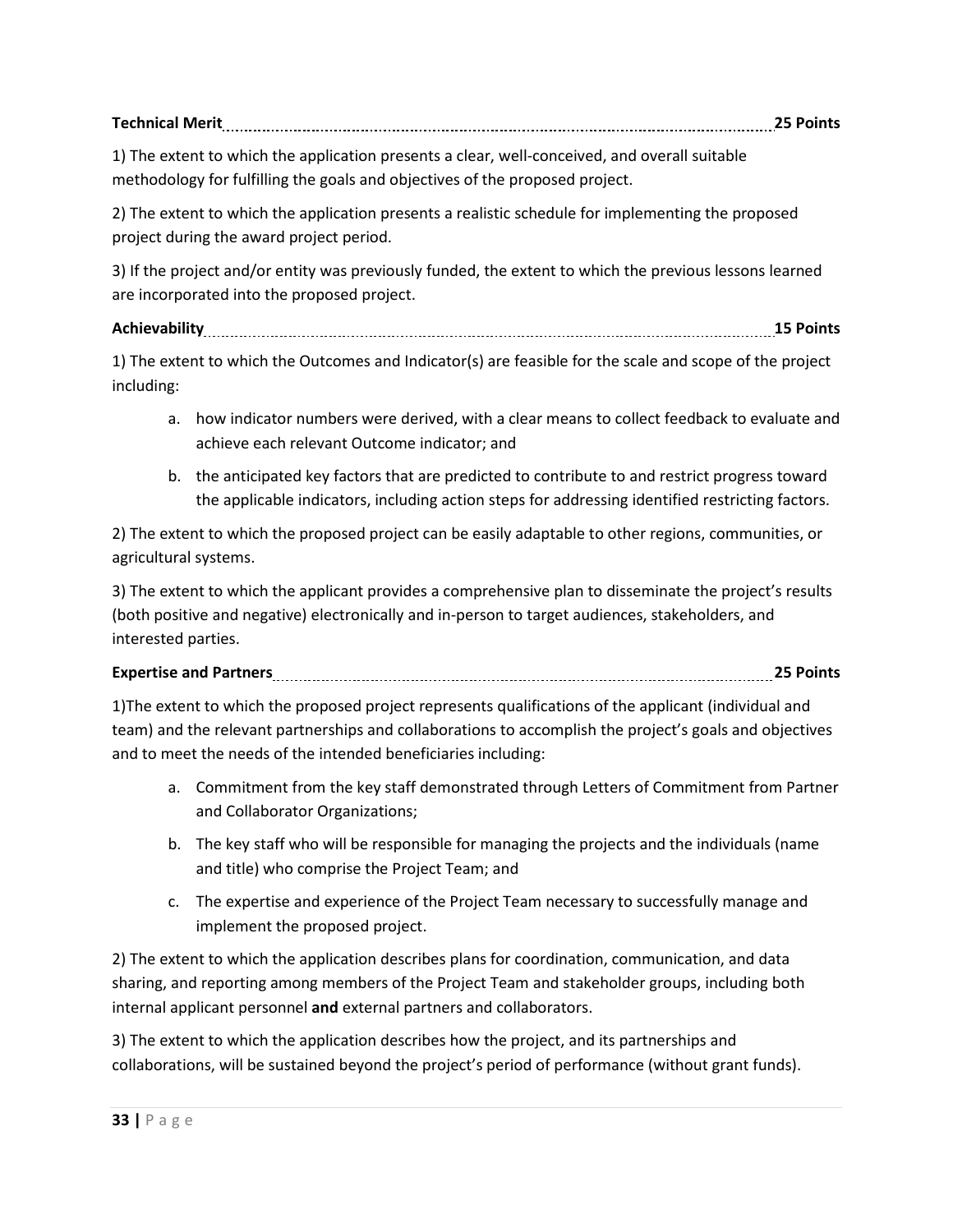**Technical Merit ........................................................................................................ 25 Points**

1) The extent to which the application presents a clear, well-conceived, and overall suitable methodology for fulfilling the goals and objectives of the proposed project.

2) The extent to which the application presents a realistic schedule for implementing the proposed project during the award project period.

3) If the project and/or entity was previously funded, the extent to which the previous lessons learned are incorporated into the proposed project.

**Achievability ........................................................................................................ 15 Points**

1) The extent to which the Outcomes and Indicator(s) are feasible for the scale and scope of the project including:

a. how indicator numbers were derived, with a clear means to collect feedback to evaluate and achieve each relevant Outcome indicator; and

b. the anticipated key factors that are predicted to contribute to and restrict progress toward the applicable indicators, including action steps for addressing identified restricting factors.

2) The extent to which the proposed project can be easily adaptable to other regions, communities, or agricultural systems.

3) The extent to which the applicant provides a comprehensive plan to disseminate the project's results (both positive and negative) electronically and in-person to target audiences, stakeholders, and interested parties.

**Expertise and Partners ........................................................................................................ 25 Points**

1)The extent to which the proposed project represents qualifications of the applicant (individual and team) and the relevant partnerships and collaborations to accomplish the project's goals and objectives and to meet the needs of the intended beneficiaries including:

a. Commitment from the key staff demonstrated through Letters of Commitment from Partner and Collaborator Organizations;

b. The key staff who will be responsible for managing the projects and the individuals (name and title) who comprise the Project Team; and

c. The expertise and experience of the Project Team necessary to successfully manage and implement the proposed project.

2) The extent to which the application describes plans for coordination, communication, and data sharing, and reporting among members of the Project Team and stakeholder groups, including both internal applicant personnel **and** external partners and collaborators.

3) The extent to which the application describes how the project, and its partnerships and collaborations, will be sustained beyond the project's period of performance (without grant funds).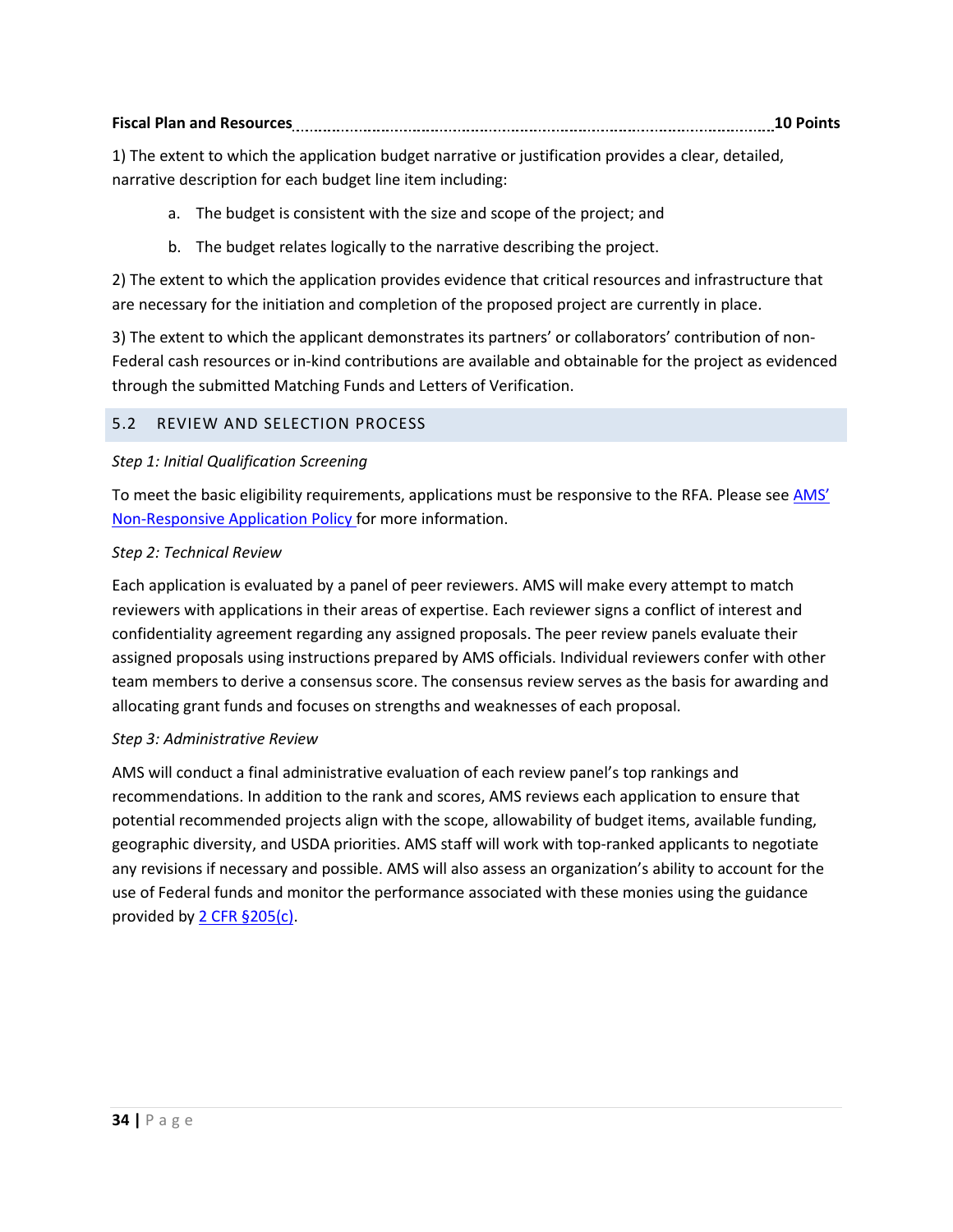**Fiscal Plan and Resources** ........................................................................................................ **10 Points**

1) The extent to which the application budget narrative or justification provides a clear, detailed, narrative description for each budget line item including:

a. The budget is consistent with the size and scope of the project; and

b. The budget relates logically to the narrative describing the project.

2) The extent to which the application provides evidence that critical resources and infrastructure that are necessary for the initiation and completion of the proposed project are currently in place.

3) The extent to which the applicant demonstrates its partners' or collaborators' contribution of non-Federal cash resources or in-kind contributions are available and obtainable for the project as evidenced through the submitted Matching Funds and Letters of Verification.

## 5.2 REVIEW AND SELECTION PROCESS

*Step 1: Initial Qualification Screening*

To meet the basic eligibility requirements, applications must be responsive to the RFA. Please see AMS' Non-Responsive Application Policy for more information.

*Step 2: Technical Review*

Each application is evaluated by a panel of peer reviewers. AMS will make every attempt to match reviewers with applications in their areas of expertise. Each reviewer signs a conflict of interest and confidentiality agreement regarding any assigned proposals. The peer review panels evaluate their assigned proposals using instructions prepared by AMS officials. Individual reviewers confer with other team members to derive a consensus score. The consensus review serves as the basis for awarding and allocating grant funds and focuses on strengths and weaknesses of each proposal.

*Step 3: Administrative Review*

AMS will conduct a final administrative evaluation of each review panel's top rankings and recommendations. In addition to the rank and scores, AMS reviews each application to ensure that potential recommended projects align with the scope, allowability of budget items, available funding, geographic diversity, and USDA priorities. AMS staff will work with top-ranked applicants to negotiate any revisions if necessary and possible. AMS will also assess an organization's ability to account for the use of Federal funds and monitor the performance associated with these monies using the guidance provided by 2 CFR §205(c).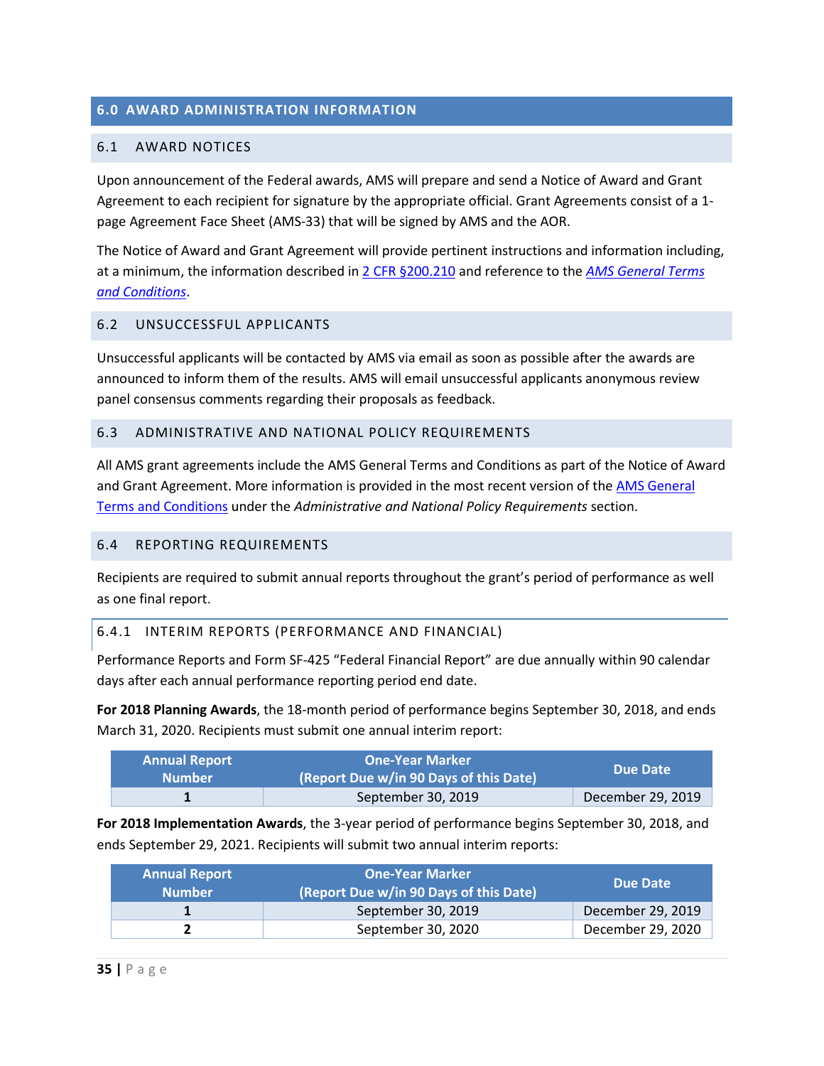## 6.0 AWARD ADMINISTRATION INFORMATION

### 6.1 AWARD NOTICES

Upon announcement of the Federal awards, AMS will prepare and send a Notice of Award and Grant Agreement to each recipient for signature by the appropriate official. Grant Agreements consist of a 1-page Agreement Face Sheet (AMS-33) that will be signed by AMS and the AOR.

The Notice of Award and Grant Agreement will provide pertinent instructions and information including, at a minimum, the information described in 2 CFR §200.210 and reference to the *AMS General Terms and Conditions*.

### 6.2 UNSUCCESSFUL APPLICANTS

Unsuccessful applicants will be contacted by AMS via email as soon as possible after the awards are announced to inform them of the results. AMS will email unsuccessful applicants anonymous review panel consensus comments regarding their proposals as feedback.

### 6.3 ADMINISTRATIVE AND NATIONAL POLICY REQUIREMENTS

All AMS grant agreements include the AMS General Terms and Conditions as part of the Notice of Award and Grant Agreement. More information is provided in the most recent version of the AMS General Terms and Conditions under the *Administrative and National Policy Requirements* section.

### 6.4 REPORTING REQUIREMENTS

Recipients are required to submit annual reports throughout the grant's period of performance as well as one final report.

#### 6.4.1 INTERIM REPORTS (PERFORMANCE AND FINANCIAL)

Performance Reports and Form SF-425 "Federal Financial Report" are due annually within 90 calendar days after each annual performance reporting period end date.

**For 2018 Planning Awards**, the 18-month period of performance begins September 30, 2018, and ends March 31, 2020. Recipients must submit one annual interim report:

| Annual Report Number | One-Year Marker (Report Due w/in 90 Days of this Date) | Due Date |
|---|---|---|
| **1** | September 30, 2019 | December 29, 2019 |

**For 2018 Implementation Awards**, the 3-year period of performance begins September 30, 2018, and ends September 29, 2021. Recipients will submit two annual interim reports:

| Annual Report Number | One-Year Marker (Report Due w/in 90 Days of this Date) | Due Date |
|---|---|---|
| **1** | September 30, 2019 | December 29, 2019 |
| **2** | September 30, 2020 | December 29, 2020 |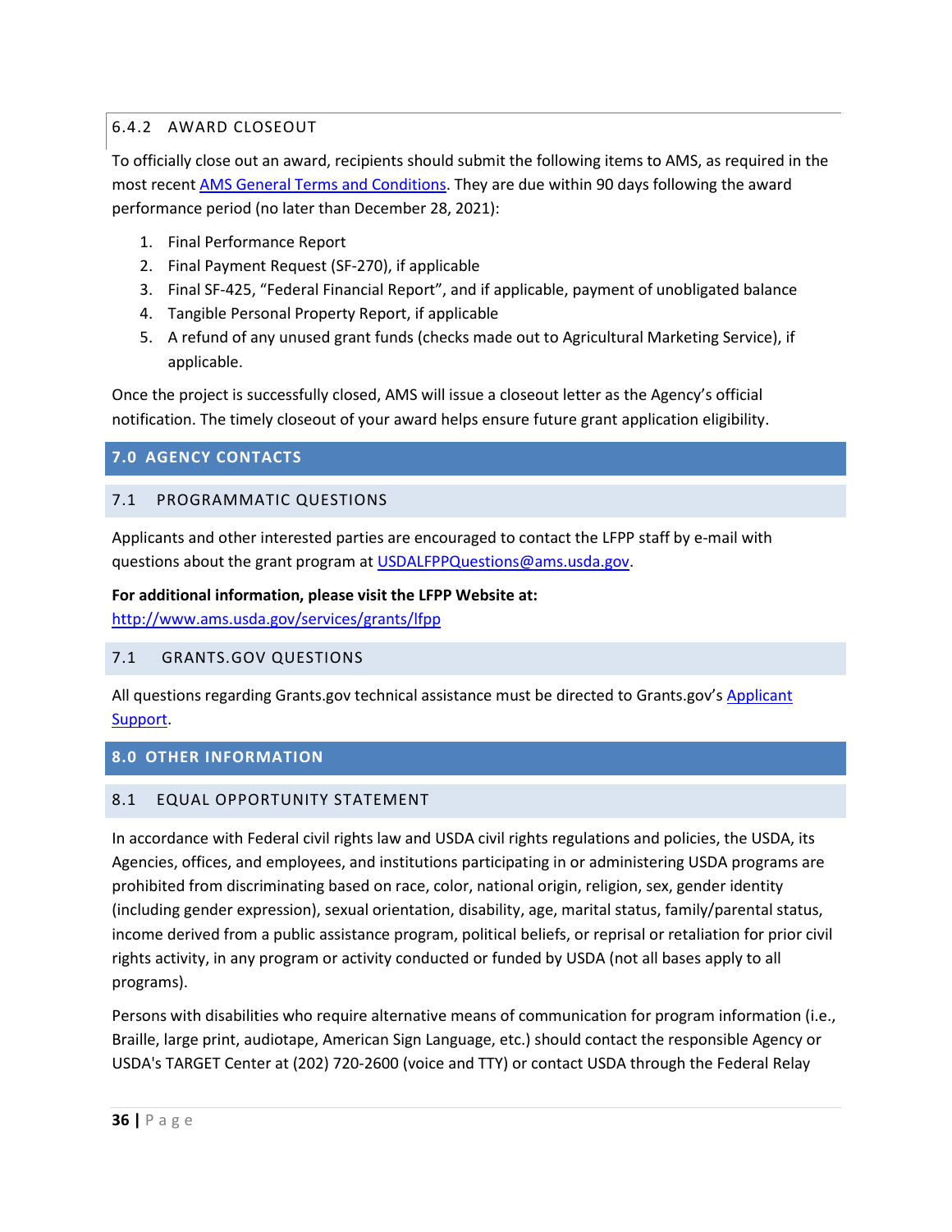#### 6.4.2 AWARD CLOSEOUT

To officially close out an award, recipients should submit the following items to AMS, as required in the most recent [AMS General Terms and Conditions](). They are due within 90 days following the award performance period (no later than December 28, 2021):

1. Final Performance Report
2. Final Payment Request (SF-270), if applicable
3. Final SF-425, "Federal Financial Report", and if applicable, payment of unobligated balance
4. Tangible Personal Property Report, if applicable
5. A refund of any unused grant funds (checks made out to Agricultural Marketing Service), if applicable.

Once the project is successfully closed, AMS will issue a closeout letter as the Agency's official notification. The timely closeout of your award helps ensure future grant application eligibility.

## 7.0 AGENCY CONTACTS

### 7.1 PROGRAMMATIC QUESTIONS

Applicants and other interested parties are encouraged to contact the LFPP staff by e-mail with questions about the grant program at USDALFPPQuestions@ams.usda.gov.

**For additional information, please visit the LFPP Website at:**
http://www.ams.usda.gov/services/grants/lfpp

### 7.1 GRANTS.GOV QUESTIONS

All questions regarding Grants.gov technical assistance must be directed to Grants.gov's [Applicant Support]().

## 8.0 OTHER INFORMATION

### 8.1 EQUAL OPPORTUNITY STATEMENT

In accordance with Federal civil rights law and USDA civil rights regulations and policies, the USDA, its Agencies, offices, and employees, and institutions participating in or administering USDA programs are prohibited from discriminating based on race, color, national origin, religion, sex, gender identity (including gender expression), sexual orientation, disability, age, marital status, family/parental status, income derived from a public assistance program, political beliefs, or reprisal or retaliation for prior civil rights activity, in any program or activity conducted or funded by USDA (not all bases apply to all programs).

Persons with disabilities who require alternative means of communication for program information (i.e., Braille, large print, audiotape, American Sign Language, etc.) should contact the responsible Agency or USDA's TARGET Center at (202) 720-2600 (voice and TTY) or contact USDA through the Federal Relay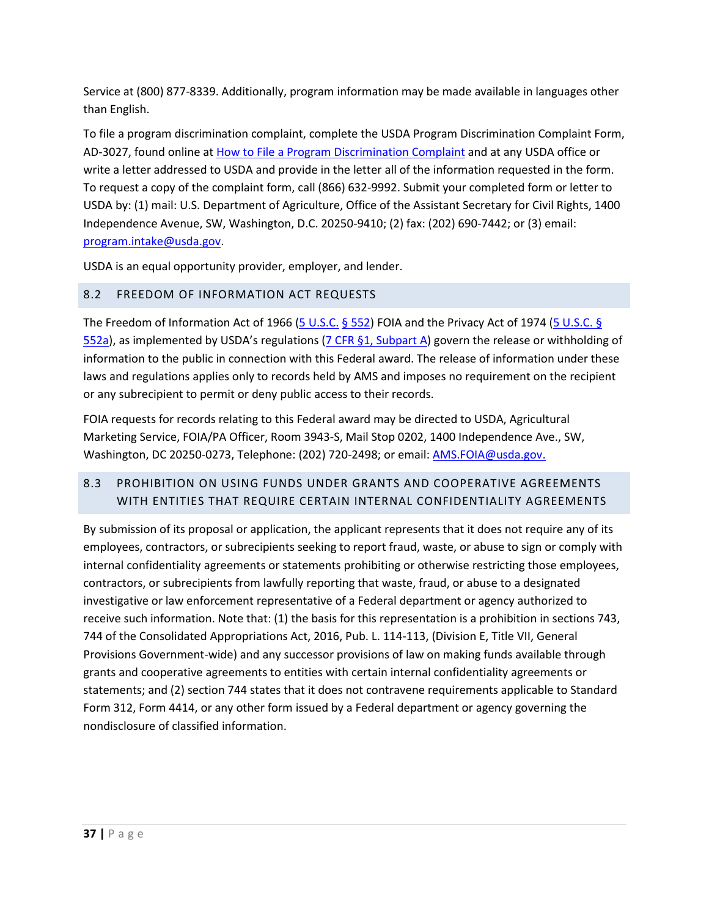Service at (800) 877-8339. Additionally, program information may be made available in languages other than English.

To file a program discrimination complaint, complete the USDA Program Discrimination Complaint Form, AD-3027, found online at [How to File a Program Discrimination Complaint]() and at any USDA office or write a letter addressed to USDA and provide in the letter all of the information requested in the form. To request a copy of the complaint form, call (866) 632-9992. Submit your completed form or letter to USDA by: (1) mail: U.S. Department of Agriculture, Office of the Assistant Secretary for Civil Rights, 1400 Independence Avenue, SW, Washington, D.C. 20250-9410; (2) fax: (202) 690-7442; or (3) email: program.intake@usda.gov.

USDA is an equal opportunity provider, employer, and lender.

## 8.2 FREEDOM OF INFORMATION ACT REQUESTS

The Freedom of Information Act of 1966 (5 U.S.C. § 552) FOIA and the Privacy Act of 1974 (5 U.S.C. § 552a), as implemented by USDA's regulations (7 CFR §1, Subpart A) govern the release or withholding of information to the public in connection with this Federal award. The release of information under these laws and regulations applies only to records held by AMS and imposes no requirement on the recipient or any subrecipient to permit or deny public access to their records.

FOIA requests for records relating to this Federal award may be directed to USDA, Agricultural Marketing Service, FOIA/PA Officer, Room 3943-S, Mail Stop 0202, 1400 Independence Ave., SW, Washington, DC 20250-0273, Telephone: (202) 720-2498; or email: AMS.FOIA@usda.gov.

## 8.3 PROHIBITION ON USING FUNDS UNDER GRANTS AND COOPERATIVE AGREEMENTS WITH ENTITIES THAT REQUIRE CERTAIN INTERNAL CONFIDENTIALITY AGREEMENTS

By submission of its proposal or application, the applicant represents that it does not require any of its employees, contractors, or subrecipients seeking to report fraud, waste, or abuse to sign or comply with internal confidentiality agreements or statements prohibiting or otherwise restricting those employees, contractors, or subrecipients from lawfully reporting that waste, fraud, or abuse to a designated investigative or law enforcement representative of a Federal department or agency authorized to receive such information. Note that: (1) the basis for this representation is a prohibition in sections 743, 744 of the Consolidated Appropriations Act, 2016, Pub. L. 114-113, (Division E, Title VII, General Provisions Government-wide) and any successor provisions of law on making funds available through grants and cooperative agreements to entities with certain internal confidentiality agreements or statements; and (2) section 744 states that it does not contravene requirements applicable to Standard Form 312, Form 4414, or any other form issued by a Federal department or agency governing the nondisclosure of classified information.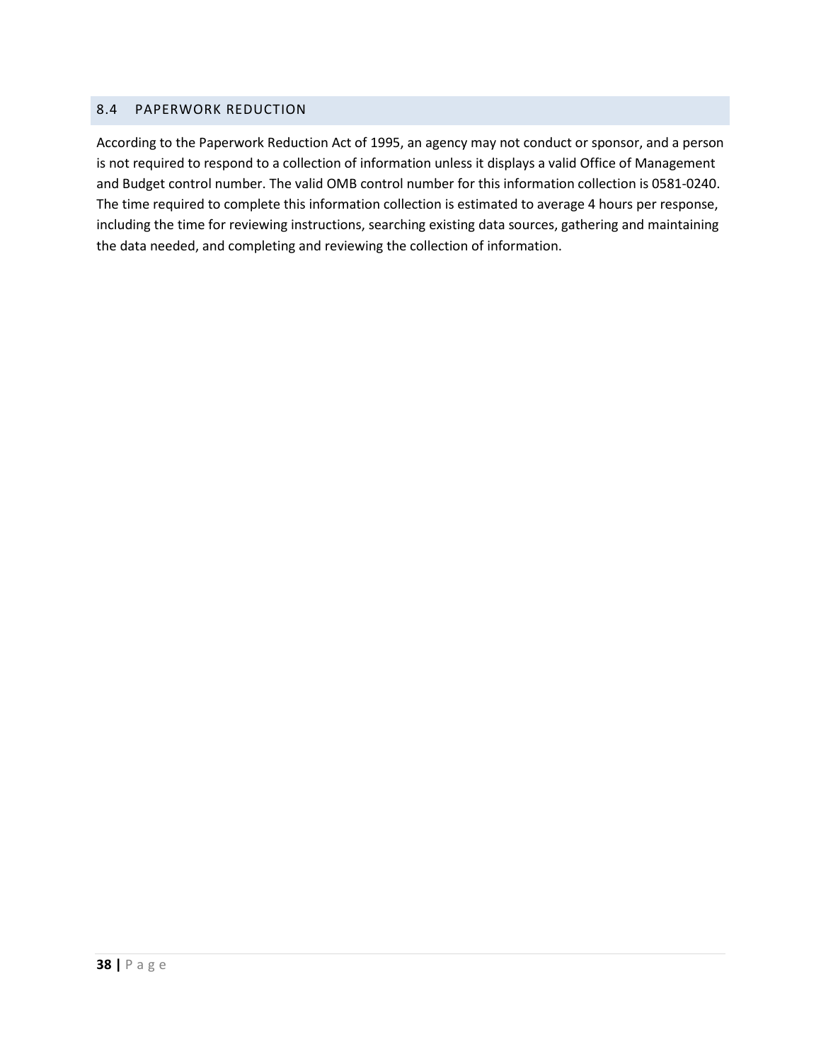## 8.4 PAPERWORK REDUCTION

According to the Paperwork Reduction Act of 1995, an agency may not conduct or sponsor, and a person is not required to respond to a collection of information unless it displays a valid Office of Management and Budget control number. The valid OMB control number for this information collection is 0581-0240. The time required to complete this information collection is estimated to average 4 hours per response, including the time for reviewing instructions, searching existing data sources, gathering and maintaining the data needed, and completing and reviewing the collection of information.